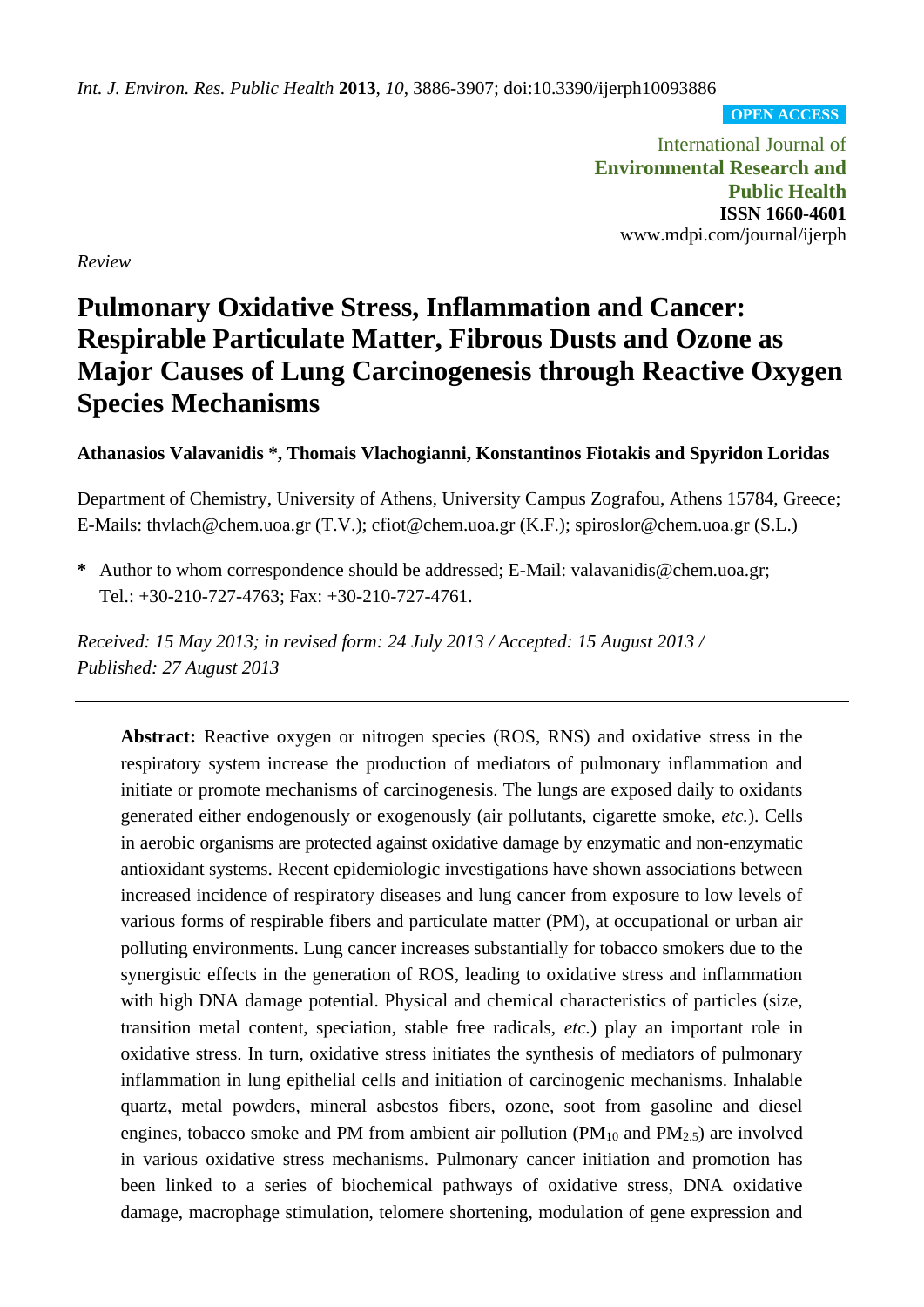*Review*

# Pulmonary Oxidative Stress, Inflammation and Cancer: Respirable Particulate Matter, Fibrous Dusts and Ozone as Major Causes of Lung Carcinogenesis through Reactive Oxygen Species Mechanisms

**Athanasios Valavanidis *, Thomais Vlachogianni, Konstantinos Fiotakis and Spyridon Loridas**

Department of Chemistry, University of Athens, University Campus Zografou, Athens 15784, Greece; E-Mails: thvlach@chem.uoa.gr (T.V.); cfiot@chem.uoa.gr (K.F.); spiroslor@chem.uoa.gr (S.L.)

**\*** Author to whom correspondence should be addressed; E-Mail: valavanidis@chem.uoa.gr; Tel.: +30-210-727-4763; Fax: +30-210-727-4761.

*Received: 15 May 2013; in revised form: 24 July 2013 / Accepted: 15 August 2013 / Published: 27 August 2013*

---

**Abstract:** Reactive oxygen or nitrogen species (ROS, RNS) and oxidative stress in the respiratory system increase the production of mediators of pulmonary inflammation and initiate or promote mechanisms of carcinogenesis. The lungs are exposed daily to oxidants generated either endogenously or exogenously (air pollutants, cigarette smoke, *etc.*). Cells in aerobic organisms are protected against oxidative damage by enzymatic and non-enzymatic antioxidant systems. Recent epidemiologic investigations have shown associations between increased incidence of respiratory diseases and lung cancer from exposure to low levels of various forms of respirable fibers and particulate matter (PM), at occupational or urban air polluting environments. Lung cancer increases substantially for tobacco smokers due to the synergistic effects in the generation of ROS, leading to oxidative stress and inflammation with high DNA damage potential. Physical and chemical characteristics of particles (size, transition metal content, speciation, stable free radicals, *etc.*) play an important role in oxidative stress. In turn, oxidative stress initiates the synthesis of mediators of pulmonary inflammation in lung epithelial cells and initiation of carcinogenic mechanisms. Inhalable quartz, metal powders, mineral asbestos fibers, ozone, soot from gasoline and diesel engines, tobacco smoke and PM from ambient air pollution ($PM_{10}$ and $PM_{2.5}$) are involved in various oxidative stress mechanisms. Pulmonary cancer initiation and promotion has been linked to a series of biochemical pathways of oxidative stress, DNA oxidative damage, macrophage stimulation, telomere shortening, modulation of gene expression and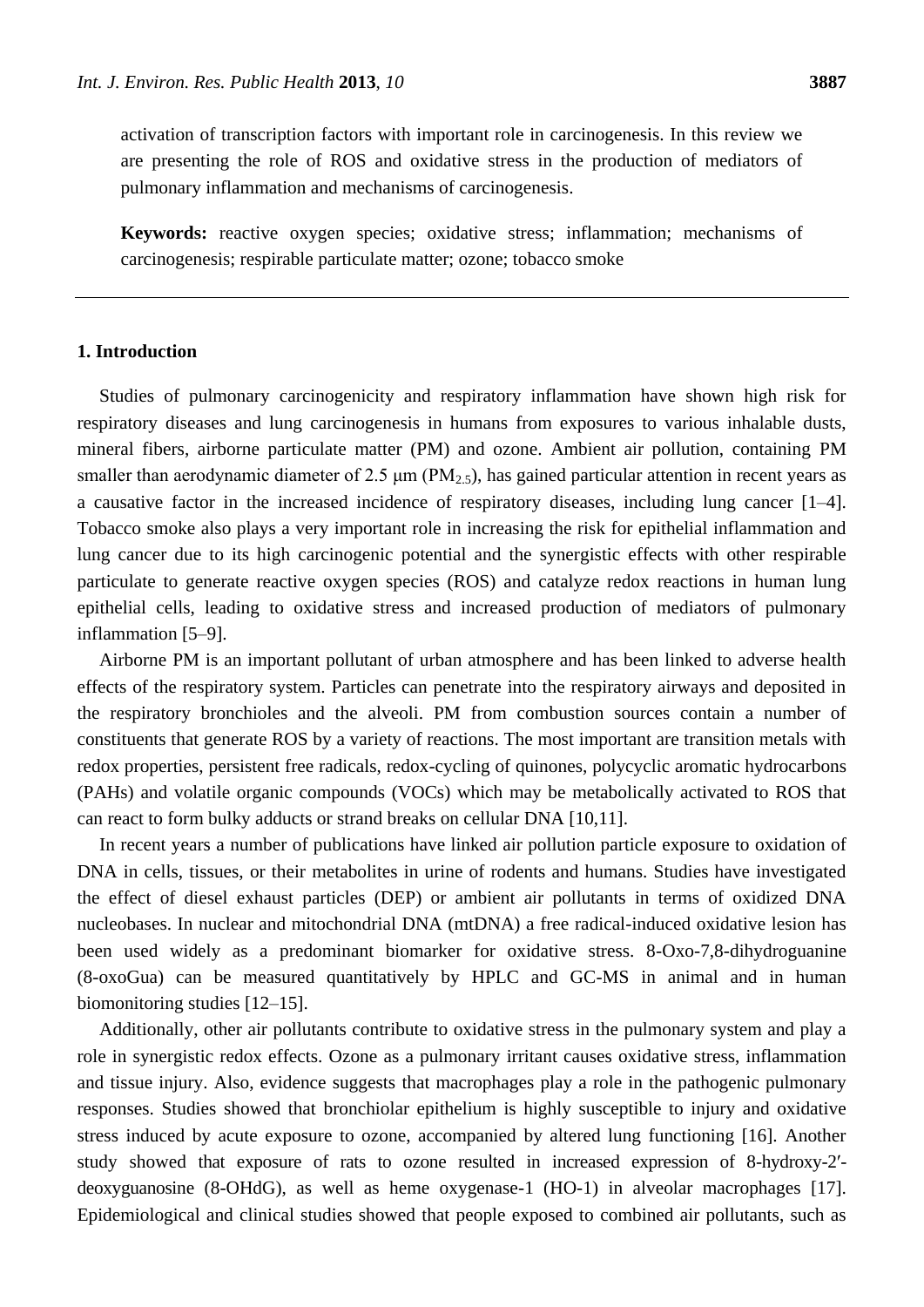activation of transcription factors with important role in carcinogenesis. In this review we are presenting the role of ROS and oxidative stress in the production of mediators of pulmonary inflammation and mechanisms of carcinogenesis.

**Keywords:** reactive oxygen species; oxidative stress; inflammation; mechanisms of carcinogenesis; respirable particulate matter; ozone; tobacco smoke

---

## 1. Introduction

Studies of pulmonary carcinogenicity and respiratory inflammation have shown high risk for respiratory diseases and lung carcinogenesis in humans from exposures to various inhalable dusts, mineral fibers, airborne particulate matter (PM) and ozone. Ambient air pollution, containing PM smaller than aerodynamic diameter of 2.5 μm ($PM_{2.5}$), has gained particular attention in recent years as a causative factor in the increased incidence of respiratory diseases, including lung cancer [1–4]. Tobacco smoke also plays a very important role in increasing the risk for epithelial inflammation and lung cancer due to its high carcinogenic potential and the synergistic effects with other respirable particulate to generate reactive oxygen species (ROS) and catalyze redox reactions in human lung epithelial cells, leading to oxidative stress and increased production of mediators of pulmonary inflammation [5–9].

Airborne PM is an important pollutant of urban atmosphere and has been linked to adverse health effects of the respiratory system. Particles can penetrate into the respiratory airways and deposited in the respiratory bronchioles and the alveoli. PM from combustion sources contain a number of constituents that generate ROS by a variety of reactions. The most important are transition metals with redox properties, persistent free radicals, redox-cycling of quinones, polycyclic aromatic hydrocarbons (PAHs) and volatile organic compounds (VOCs) which may be metabolically activated to ROS that can react to form bulky adducts or strand breaks on cellular DNA [10,11].

In recent years a number of publications have linked air pollution particle exposure to oxidation of DNA in cells, tissues, or their metabolites in urine of rodents and humans. Studies have investigated the effect of diesel exhaust particles (DEP) or ambient air pollutants in terms of oxidized DNA nucleobases. In nuclear and mitochondrial DNA (mtDNA) a free radical-induced oxidative lesion has been used widely as a predominant biomarker for oxidative stress. 8-Oxo-7,8-dihydroguanine (8-oxoGua) can be measured quantitatively by HPLC and GC-MS in animal and in human biomonitoring studies [12–15].

Additionally, other air pollutants contribute to oxidative stress in the pulmonary system and play a role in synergistic redox effects. Ozone as a pulmonary irritant causes oxidative stress, inflammation and tissue injury. Also, evidence suggests that macrophages play a role in the pathogenic pulmonary responses. Studies showed that bronchiolar epithelium is highly susceptible to injury and oxidative stress induced by acute exposure to ozone, accompanied by altered lung functioning [16]. Another study showed that exposure of rats to ozone resulted in increased expression of 8-hydroxy-2′-deoxyguanosine (8-OHdG), as well as heme oxygenase-1 (HO-1) in alveolar macrophages [17]. Epidemiological and clinical studies showed that people exposed to combined air pollutants, such as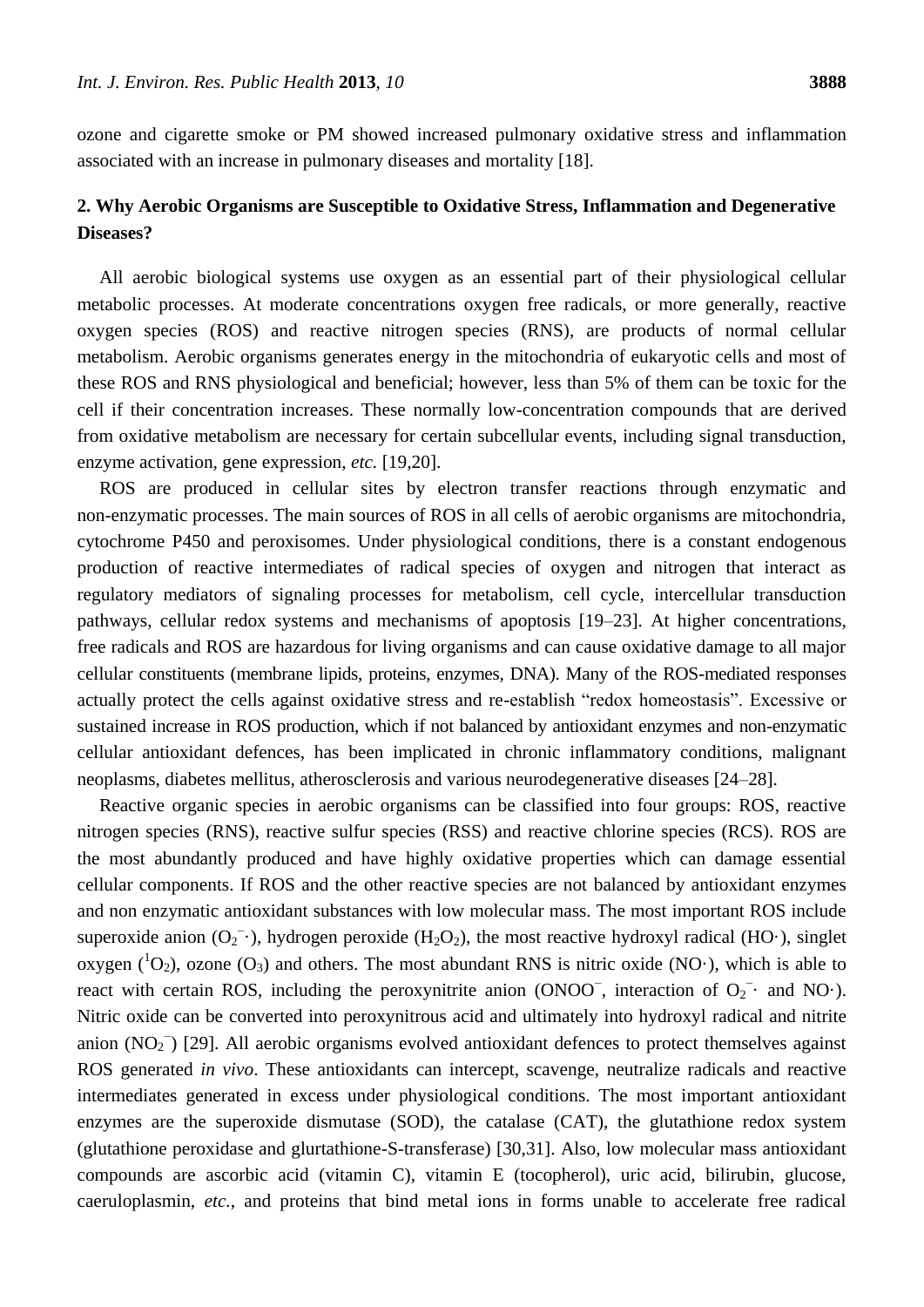ozone and cigarette smoke or PM showed increased pulmonary oxidative stress and inflammation associated with an increase in pulmonary diseases and mortality [18].

## 2. Why Aerobic Organisms are Susceptible to Oxidative Stress, Inflammation and Degenerative Diseases?

All aerobic biological systems use oxygen as an essential part of their physiological cellular metabolic processes. At moderate concentrations oxygen free radicals, or more generally, reactive oxygen species (ROS) and reactive nitrogen species (RNS), are products of normal cellular metabolism. Aerobic organisms generates energy in the mitochondria of eukaryotic cells and most of these ROS and RNS physiological and beneficial; however, less than 5% of them can be toxic for the cell if their concentration increases. These normally low-concentration compounds that are derived from oxidative metabolism are necessary for certain subcellular events, including signal transduction, enzyme activation, gene expression, *etc.* [19,20].

ROS are produced in cellular sites by electron transfer reactions through enzymatic and non-enzymatic processes. The main sources of ROS in all cells of aerobic organisms are mitochondria, cytochrome P450 and peroxisomes. Under physiological conditions, there is a constant endogenous production of reactive intermediates of radical species of oxygen and nitrogen that interact as regulatory mediators of signaling processes for metabolism, cell cycle, intercellular transduction pathways, cellular redox systems and mechanisms of apoptosis [19–23]. At higher concentrations, free radicals and ROS are hazardous for living organisms and can cause oxidative damage to all major cellular constituents (membrane lipids, proteins, enzymes, DNA). Many of the ROS-mediated responses actually protect the cells against oxidative stress and re-establish "redox homeostasis". Excessive or sustained increase in ROS production, which if not balanced by antioxidant enzymes and non-enzymatic cellular antioxidant defences, has been implicated in chronic inflammatory conditions, malignant neoplasms, diabetes mellitus, atherosclerosis and various neurodegenerative diseases [24–28].

Reactive organic species in aerobic organisms can be classified into four groups: ROS, reactive nitrogen species (RNS), reactive sulfur species (RSS) and reactive chlorine species (RCS). ROS are the most abundantly produced and have highly oxidative properties which can damage essential cellular components. If ROS and the other reactive species are not balanced by antioxidant enzymes and non enzymatic antioxidant substances with low molecular mass. The most important ROS include superoxide anion ($O_2^{-}\cdot$), hydrogen peroxide ($H_2O_2$), the most reactive hydroxyl radical ($HO\cdot$), singlet oxygen ($^1O_2$), ozone ($O_3$) and others. The most abundant RNS is nitric oxide ($NO\cdot$), which is able to react with certain ROS, including the peroxynitrite anion ($ONOO^-$, interaction of $O_2^{-}\cdot$ and $NO\cdot$). Nitric oxide can be converted into peroxynitrous acid and ultimately into hydroxyl radical and nitrite anion ($NO_2^-$) [29]. All aerobic organisms evolved antioxidant defences to protect themselves against ROS generated *in vivo*. These antioxidants can intercept, scavenge, neutralize radicals and reactive intermediates generated in excess under physiological conditions. The most important antioxidant enzymes are the superoxide dismutase (SOD), the catalase (CAT), the glutathione redox system (glutathione peroxidase and glurtathione-S-transferase) [30,31]. Also, low molecular mass antioxidant compounds are ascorbic acid (vitamin C), vitamin E (tocopherol), uric acid, bilirubin, glucose, caeruloplasmin, *etc.*, and proteins that bind metal ions in forms unable to accelerate free radical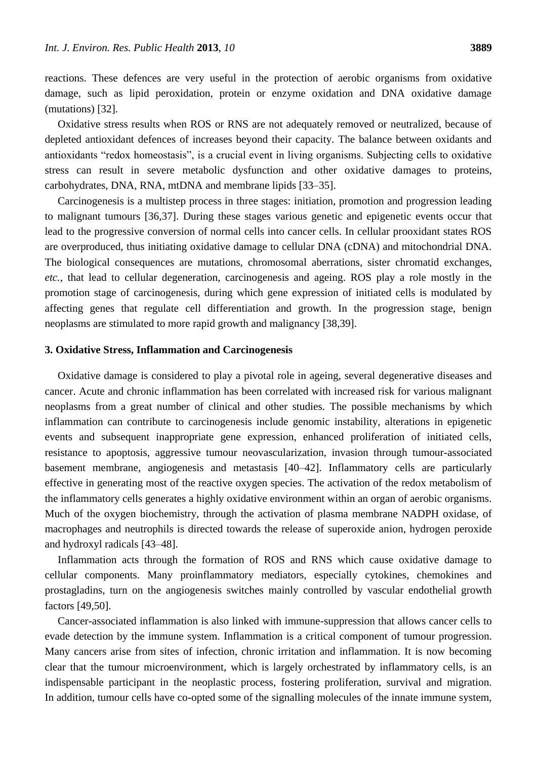reactions. These defences are very useful in the protection of aerobic organisms from oxidative damage, such as lipid peroxidation, protein or enzyme oxidation and DNA oxidative damage (mutations) [32].

Oxidative stress results when ROS or RNS are not adequately removed or neutralized, because of depleted antioxidant defences of increases beyond their capacity. The balance between oxidants and antioxidants "redox homeostasis", is a crucial event in living organisms. Subjecting cells to oxidative stress can result in severe metabolic dysfunction and other oxidative damages to proteins, carbohydrates, DNA, RNA, mtDNA and membrane lipids [33–35].

Carcinogenesis is a multistep process in three stages: initiation, promotion and progression leading to malignant tumours [36,37]. During these stages various genetic and epigenetic events occur that lead to the progressive conversion of normal cells into cancer cells. In cellular prooxidant states ROS are overproduced, thus initiating oxidative damage to cellular DNA (cDNA) and mitochondrial DNA. The biological consequences are mutations, chromosomal aberrations, sister chromatid exchanges, *etc.*, that lead to cellular degeneration, carcinogenesis and ageing. ROS play a role mostly in the promotion stage of carcinogenesis, during which gene expression of initiated cells is modulated by affecting genes that regulate cell differentiation and growth. In the progression stage, benign neoplasms are stimulated to more rapid growth and malignancy [38,39].

## 3. Oxidative Stress, Inflammation and Carcinogenesis

Oxidative damage is considered to play a pivotal role in ageing, several degenerative diseases and cancer. Acute and chronic inflammation has been correlated with increased risk for various malignant neoplasms from a great number of clinical and other studies. The possible mechanisms by which inflammation can contribute to carcinogenesis include genomic instability, alterations in epigenetic events and subsequent inappropriate gene expression, enhanced proliferation of initiated cells, resistance to apoptosis, aggressive tumour neovascularization, invasion through tumour-associated basement membrane, angiogenesis and metastasis [40–42]. Inflammatory cells are particularly effective in generating most of the reactive oxygen species. The activation of the redox metabolism of the inflammatory cells generates a highly oxidative environment within an organ of aerobic organisms. Much of the oxygen biochemistry, through the activation of plasma membrane NADPH oxidase, of macrophages and neutrophils is directed towards the release of superoxide anion, hydrogen peroxide and hydroxyl radicals [43–48].

Inflammation acts through the formation of ROS and RNS which cause oxidative damage to cellular components. Many proinflammatory mediators, especially cytokines, chemokines and prostagladins, turn on the angiogenesis switches mainly controlled by vascular endothelial growth factors [49,50].

Cancer-associated inflammation is also linked with immune-suppression that allows cancer cells to evade detection by the immune system. Inflammation is a critical component of tumour progression. Many cancers arise from sites of infection, chronic irritation and inflammation. It is now becoming clear that the tumour microenvironment, which is largely orchestrated by inflammatory cells, is an indispensable participant in the neoplastic process, fostering proliferation, survival and migration. In addition, tumour cells have co-opted some of the signalling molecules of the innate immune system,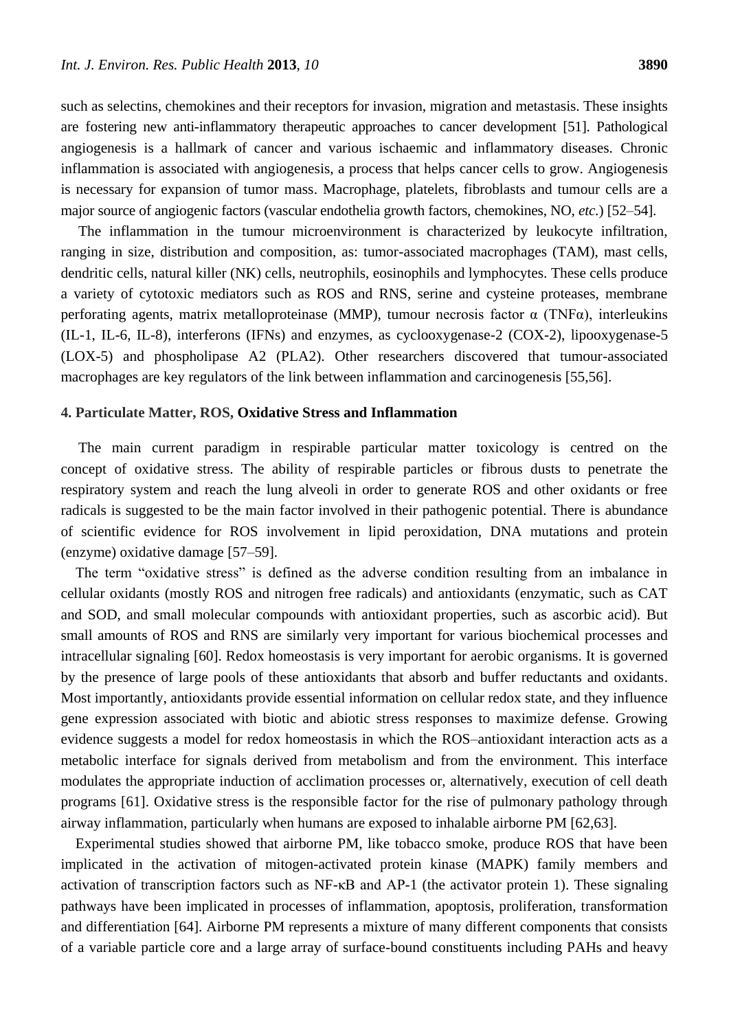such as selectins, chemokines and their receptors for invasion, migration and metastasis. These insights are fostering new anti-inflammatory therapeutic approaches to cancer development [51]. Pathological angiogenesis is a hallmark of cancer and various ischaemic and inflammatory diseases. Chronic inflammation is associated with angiogenesis, a process that helps cancer cells to grow. Angiogenesis is necessary for expansion of tumor mass. Macrophage, platelets, fibroblasts and tumour cells are a major source of angiogenic factors (vascular endothelia growth factors, chemokines, NO, *etc.*) [52–54].

The inflammation in the tumour microenvironment is characterized by leukocyte infiltration, ranging in size, distribution and composition, as: tumor-associated macrophages (TAM), mast cells, dendritic cells, natural killer (NK) cells, neutrophils, eosinophils and lymphocytes. These cells produce a variety of cytotoxic mediators such as ROS and RNS, serine and cysteine proteases, membrane perforating agents, matrix metalloproteinase (MMP), tumour necrosis factor α (TNFα), interleukins (IL-1, IL-6, IL-8), interferons (IFNs) and enzymes, as cyclooxygenase-2 (COX-2), lipooxygenase-5 (LOX-5) and phospholipase A2 (PLA2). Other researchers discovered that tumour-associated macrophages are key regulators of the link between inflammation and carcinogenesis [55,56].

## 4. Particulate Matter, ROS, Oxidative Stress and Inflammation

The main current paradigm in respirable particular matter toxicology is centred on the concept of oxidative stress. The ability of respirable particles or fibrous dusts to penetrate the respiratory system and reach the lung alveoli in order to generate ROS and other oxidants or free radicals is suggested to be the main factor involved in their pathogenic potential. There is abundance of scientific evidence for ROS involvement in lipid peroxidation, DNA mutations and protein (enzyme) oxidative damage [57–59].

The term "oxidative stress" is defined as the adverse condition resulting from an imbalance in cellular oxidants (mostly ROS and nitrogen free radicals) and antioxidants (enzymatic, such as CAT and SOD, and small molecular compounds with antioxidant properties, such as ascorbic acid). But small amounts of ROS and RNS are similarly very important for various biochemical processes and intracellular signaling [60]. Redox homeostasis is very important for aerobic organisms. It is governed by the presence of large pools of these antioxidants that absorb and buffer reductants and oxidants. Most importantly, antioxidants provide essential information on cellular redox state, and they influence gene expression associated with biotic and abiotic stress responses to maximize defense. Growing evidence suggests a model for redox homeostasis in which the ROS–antioxidant interaction acts as a metabolic interface for signals derived from metabolism and from the environment. This interface modulates the appropriate induction of acclimation processes or, alternatively, execution of cell death programs [61]. Oxidative stress is the responsible factor for the rise of pulmonary pathology through airway inflammation, particularly when humans are exposed to inhalable airborne PM [62,63].

Experimental studies showed that airborne PM, like tobacco smoke, produce ROS that have been implicated in the activation of mitogen-activated protein kinase (MAPK) family members and activation of transcription factors such as NF-κB and AP-1 (the activator protein 1). These signaling pathways have been implicated in processes of inflammation, apoptosis, proliferation, transformation and differentiation [64]. Airborne PM represents a mixture of many different components that consists of a variable particle core and a large array of surface-bound constituents including PAHs and heavy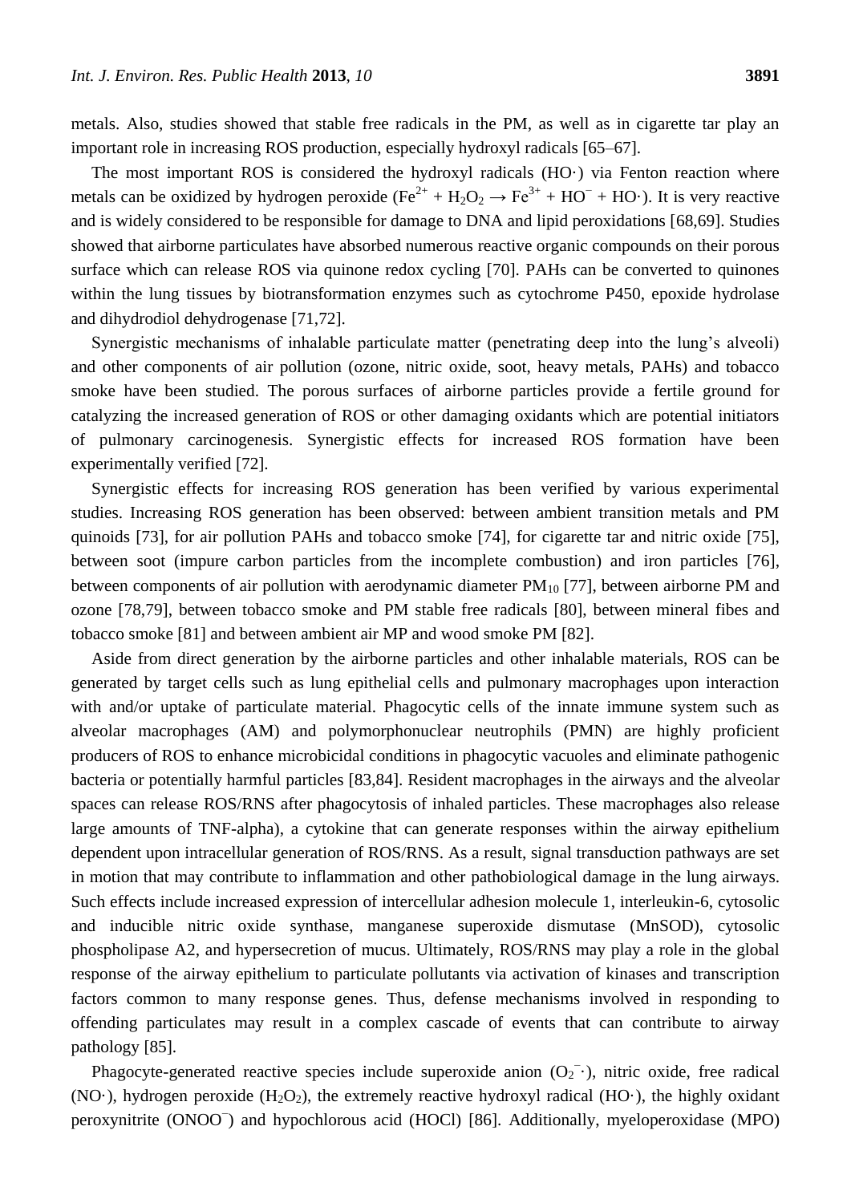metals. Also, studies showed that stable free radicals in the PM, as well as in cigarette tar play an important role in increasing ROS production, especially hydroxyl radicals [65–67].

The most important ROS is considered the hydroxyl radicals (HO·) via Fenton reaction where metals can be oxidized by hydrogen peroxide ($Fe^{2+} + H_2O_2 \rightarrow Fe^{3+} + HO^{-} + HO\cdot$). It is very reactive and is widely considered to be responsible for damage to DNA and lipid peroxidations [68,69]. Studies showed that airborne particulates have absorbed numerous reactive organic compounds on their porous surface which can release ROS via quinone redox cycling [70]. PAHs can be converted to quinones within the lung tissues by biotransformation enzymes such as cytochrome P450, epoxide hydrolase and dihydrodiol dehydrogenase [71,72].

Synergistic mechanisms of inhalable particulate matter (penetrating deep into the lung's alveoli) and other components of air pollution (ozone, nitric oxide, soot, heavy metals, PAHs) and tobacco smoke have been studied. The porous surfaces of airborne particles provide a fertile ground for catalyzing the increased generation of ROS or other damaging oxidants which are potential initiators of pulmonary carcinogenesis. Synergistic effects for increased ROS formation have been experimentally verified [72].

Synergistic effects for increasing ROS generation has been verified by various experimental studies. Increasing ROS generation has been observed: between ambient transition metals and PM quinoids [73], for air pollution PAHs and tobacco smoke [74], for cigarette tar and nitric oxide [75], between soot (impure carbon particles from the incomplete combustion) and iron particles [76], between components of air pollution with aerodynamic diameter $PM_{10}$ [77], between airborne PM and ozone [78,79], between tobacco smoke and PM stable free radicals [80], between mineral fibes and tobacco smoke [81] and between ambient air MP and wood smoke PM [82].

Aside from direct generation by the airborne particles and other inhalable materials, ROS can be generated by target cells such as lung epithelial cells and pulmonary macrophages upon interaction with and/or uptake of particulate material. Phagocytic cells of the innate immune system such as alveolar macrophages (AM) and polymorphonuclear neutrophils (PMN) are highly proficient producers of ROS to enhance microbicidal conditions in phagocytic vacuoles and eliminate pathogenic bacteria or potentially harmful particles [83,84]. Resident macrophages in the airways and the alveolar spaces can release ROS/RNS after phagocytosis of inhaled particles. These macrophages also release large amounts of TNF-alpha), a cytokine that can generate responses within the airway epithelium dependent upon intracellular generation of ROS/RNS. As a result, signal transduction pathways are set in motion that may contribute to inflammation and other pathobiological damage in the lung airways. Such effects include increased expression of intercellular adhesion molecule 1, interleukin-6, cytosolic and inducible nitric oxide synthase, manganese superoxide dismutase (MnSOD), cytosolic phospholipase A2, and hypersecretion of mucus. Ultimately, ROS/RNS may play a role in the global response of the airway epithelium to particulate pollutants via activation of kinases and transcription factors common to many response genes. Thus, defense mechanisms involved in responding to offending particulates may result in a complex cascade of events that can contribute to airway pathology [85].

Phagocyte-generated reactive species include superoxide anion ($O_2^{-}\cdot$), nitric oxide, free radical (NO·), hydrogen peroxide ($H_2O_2$), the extremely reactive hydroxyl radical (HO·), the highly oxidant peroxynitrite ($ONOO^{-}$) and hypochlorous acid (HOCl) [86]. Additionally, myeloperoxidase (MPO)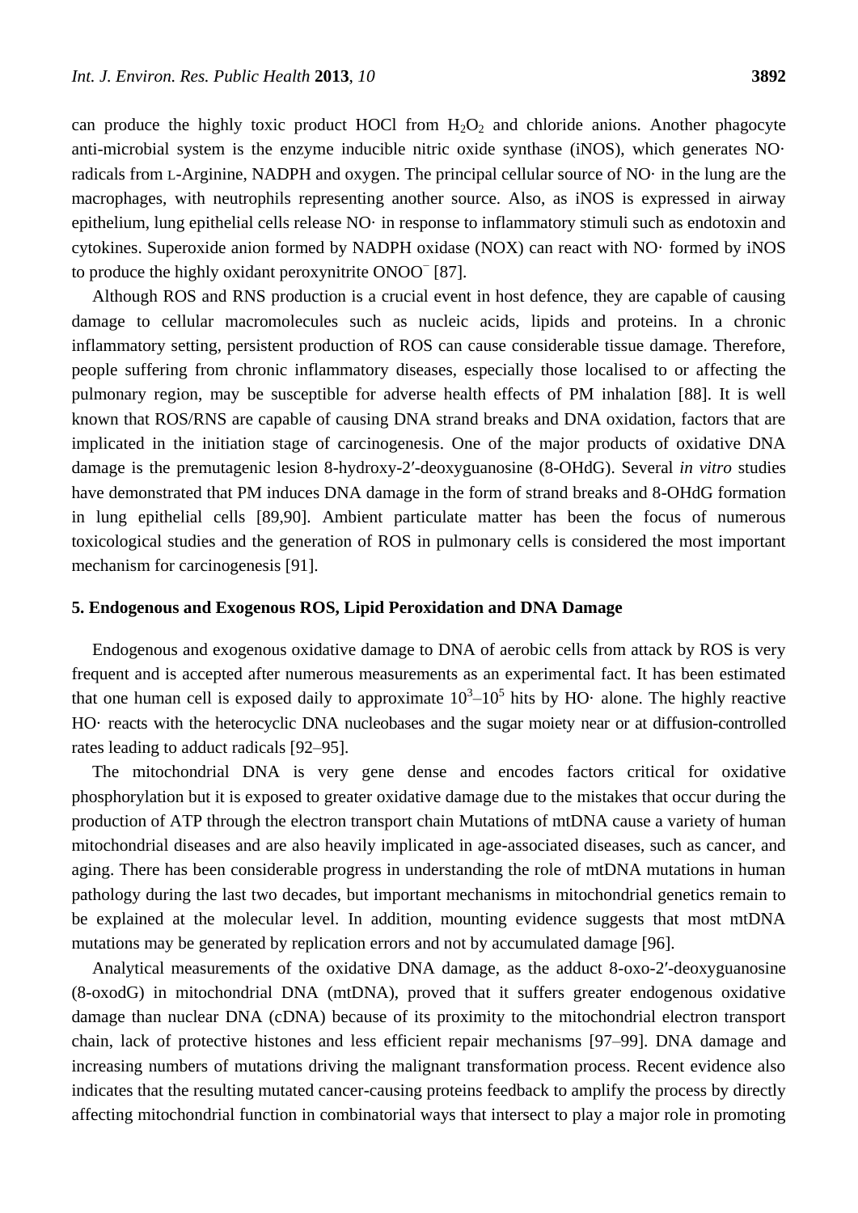can produce the highly toxic product HOCl from $H_2O_2$ and chloride anions. Another phagocyte anti-microbial system is the enzyme inducible nitric oxide synthase (iNOS), which generates NO· radicals from L-Arginine, NADPH and oxygen. The principal cellular source of NO· in the lung are the macrophages, with neutrophils representing another source. Also, as iNOS is expressed in airway epithelium, lung epithelial cells release NO· in response to inflammatory stimuli such as endotoxin and cytokines. Superoxide anion formed by NADPH oxidase (NOX) can react with NO· formed by iNOS to produce the highly oxidant peroxynitrite $ONOO^-$ [87].

Although ROS and RNS production is a crucial event in host defence, they are capable of causing damage to cellular macromolecules such as nucleic acids, lipids and proteins. In a chronic inflammatory setting, persistent production of ROS can cause considerable tissue damage. Therefore, people suffering from chronic inflammatory diseases, especially those localised to or affecting the pulmonary region, may be susceptible for adverse health effects of PM inhalation [88]. It is well known that ROS/RNS are capable of causing DNA strand breaks and DNA oxidation, factors that are implicated in the initiation stage of carcinogenesis. One of the major products of oxidative DNA damage is the premutagenic lesion 8-hydroxy-2′-deoxyguanosine (8-OHdG). Several *in vitro* studies have demonstrated that PM induces DNA damage in the form of strand breaks and 8-OHdG formation in lung epithelial cells [89,90]. Ambient particulate matter has been the focus of numerous toxicological studies and the generation of ROS in pulmonary cells is considered the most important mechanism for carcinogenesis [91].

## 5. Endogenous and Exogenous ROS, Lipid Peroxidation and DNA Damage

Endogenous and exogenous oxidative damage to DNA of aerobic cells from attack by ROS is very frequent and is accepted after numerous measurements as an experimental fact. It has been estimated that one human cell is exposed daily to approximate $10^3$–$10^5$ hits by HO· alone. The highly reactive HO· reacts with the heterocyclic DNA nucleobases and the sugar moiety near or at diffusion-controlled rates leading to adduct radicals [92–95].

The mitochondrial DNA is very gene dense and encodes factors critical for oxidative phosphorylation but it is exposed to greater oxidative damage due to the mistakes that occur during the production of ATP through the electron transport chain Mutations of mtDNA cause a variety of human mitochondrial diseases and are also heavily implicated in age-associated diseases, such as cancer, and aging. There has been considerable progress in understanding the role of mtDNA mutations in human pathology during the last two decades, but important mechanisms in mitochondrial genetics remain to be explained at the molecular level. In addition, mounting evidence suggests that most mtDNA mutations may be generated by replication errors and not by accumulated damage [96].

Analytical measurements of the oxidative DNA damage, as the adduct 8-oxo-2′-deoxyguanosine (8-oxodG) in mitochondrial DNA (mtDNA), proved that it suffers greater endogenous oxidative damage than nuclear DNA (cDNA) because of its proximity to the mitochondrial electron transport chain, lack of protective histones and less efficient repair mechanisms [97–99]. DNA damage and increasing numbers of mutations driving the malignant transformation process. Recent evidence also indicates that the resulting mutated cancer-causing proteins feedback to amplify the process by directly affecting mitochondrial function in combinatorial ways that intersect to play a major role in promoting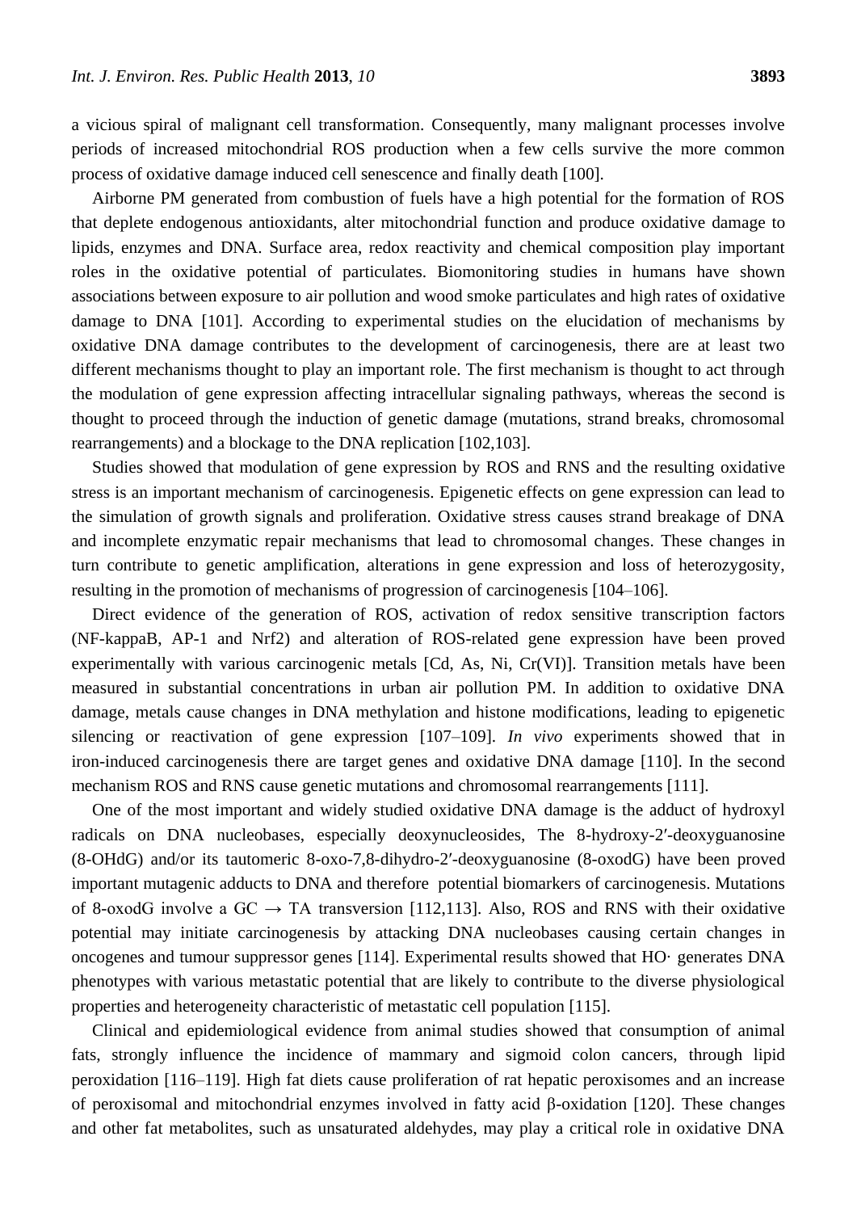a vicious spiral of malignant cell transformation. Consequently, many malignant processes involve periods of increased mitochondrial ROS production when a few cells survive the more common process of oxidative damage induced cell senescence and finally death [100].

Airborne PM generated from combustion of fuels have a high potential for the formation of ROS that deplete endogenous antioxidants, alter mitochondrial function and produce oxidative damage to lipids, enzymes and DNA. Surface area, redox reactivity and chemical composition play important roles in the oxidative potential of particulates. Biomonitoring studies in humans have shown associations between exposure to air pollution and wood smoke particulates and high rates of oxidative damage to DNA [101]. According to experimental studies on the elucidation of mechanisms by oxidative DNA damage contributes to the development of carcinogenesis, there are at least two different mechanisms thought to play an important role. The first mechanism is thought to act through the modulation of gene expression affecting intracellular signaling pathways, whereas the second is thought to proceed through the induction of genetic damage (mutations, strand breaks, chromosomal rearrangements) and a blockage to the DNA replication [102,103].

Studies showed that modulation of gene expression by ROS and RNS and the resulting oxidative stress is an important mechanism of carcinogenesis. Epigenetic effects on gene expression can lead to the simulation of growth signals and proliferation. Oxidative stress causes strand breakage of DNA and incomplete enzymatic repair mechanisms that lead to chromosomal changes. These changes in turn contribute to genetic amplification, alterations in gene expression and loss of heterozygosity, resulting in the promotion of mechanisms of progression of carcinogenesis [104–106].

Direct evidence of the generation of ROS, activation of redox sensitive transcription factors (NF-kappaB, AP-1 and Nrf2) and alteration of ROS-related gene expression have been proved experimentally with various carcinogenic metals [Cd, As, Ni, Cr(VI)]. Transition metals have been measured in substantial concentrations in urban air pollution PM. In addition to oxidative DNA damage, metals cause changes in DNA methylation and histone modifications, leading to epigenetic silencing or reactivation of gene expression [107–109]. *In vivo* experiments showed that in iron-induced carcinogenesis there are target genes and oxidative DNA damage [110]. In the second mechanism ROS and RNS cause genetic mutations and chromosomal rearrangements [111].

One of the most important and widely studied oxidative DNA damage is the adduct of hydroxyl radicals on DNA nucleobases, especially deoxynucleosides, The 8-hydroxy-2′-deoxyguanosine (8-OHdG) and/or its tautomeric 8-oxo-7,8-dihydro-2′-deoxyguanosine (8-oxodG) have been proved important mutagenic adducts to DNA and therefore potential biomarkers of carcinogenesis. Mutations of 8-oxodG involve a GC $\rightarrow$ TA transversion [112,113]. Also, ROS and RNS with their oxidative potential may initiate carcinogenesis by attacking DNA nucleobases causing certain changes in oncogenes and tumour suppressor genes [114]. Experimental results showed that HO· generates DNA phenotypes with various metastatic potential that are likely to contribute to the diverse physiological properties and heterogeneity characteristic of metastatic cell population [115].

Clinical and epidemiological evidence from animal studies showed that consumption of animal fats, strongly influence the incidence of mammary and sigmoid colon cancers, through lipid peroxidation [116–119]. High fat diets cause proliferation of rat hepatic peroxisomes and an increase of peroxisomal and mitochondrial enzymes involved in fatty acid β-oxidation [120]. These changes and other fat metabolites, such as unsaturated aldehydes, may play a critical role in oxidative DNA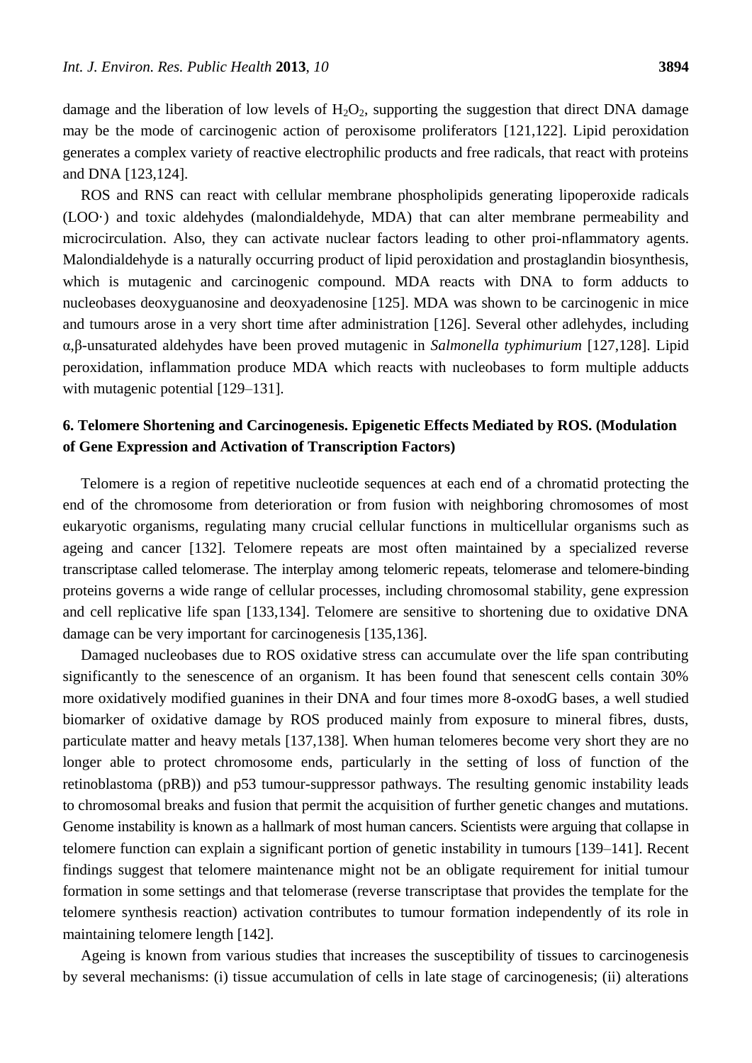damage and the liberation of low levels of $H_2O_2$, supporting the suggestion that direct DNA damage may be the mode of carcinogenic action of peroxisome proliferators [121,122]. Lipid peroxidation generates a complex variety of reactive electrophilic products and free radicals, that react with proteins and DNA [123,124].

ROS and RNS can react with cellular membrane phospholipids generating lipoperoxide radicals (LOO·) and toxic aldehydes (malondialdehyde, MDA) that can alter membrane permeability and microcirculation. Also, they can activate nuclear factors leading to other proi-nflammatory agents. Malondialdehyde is a naturally occurring product of lipid peroxidation and prostaglandin biosynthesis, which is mutagenic and carcinogenic compound. MDA reacts with DNA to form adducts to nucleobases deoxyguanosine and deoxyadenosine [125]. MDA was shown to be carcinogenic in mice and tumours arose in a very short time after administration [126]. Several other adlehydes, including α,β-unsaturated aldehydes have been proved mutagenic in *Salmonella typhimurium* [127,128]. Lipid peroxidation, inflammation produce MDA which reacts with nucleobases to form multiple adducts with mutagenic potential [129–131].

## 6. Telomere Shortening and Carcinogenesis. Epigenetic Effects Mediated by ROS. (Modulation of Gene Expression and Activation of Transcription Factors)

Telomere is a region of repetitive nucleotide sequences at each end of a chromatid protecting the end of the chromosome from deterioration or from fusion with neighboring chromosomes of most eukaryotic organisms, regulating many crucial cellular functions in multicellular organisms such as ageing and cancer [132]. Telomere repeats are most often maintained by a specialized reverse transcriptase called telomerase. The interplay among telomeric repeats, telomerase and telomere-binding proteins governs a wide range of cellular processes, including chromosomal stability, gene expression and cell replicative life span [133,134]. Telomere are sensitive to shortening due to oxidative DNA damage can be very important for carcinogenesis [135,136].

Damaged nucleobases due to ROS oxidative stress can accumulate over the life span contributing significantly to the senescence of an organism. It has been found that senescent cells contain 30% more oxidatively modified guanines in their DNA and four times more 8-oxodG bases, a well studied biomarker of oxidative damage by ROS produced mainly from exposure to mineral fibres, dusts, particulate matter and heavy metals [137,138]. When human telomeres become very short they are no longer able to protect chromosome ends, particularly in the setting of loss of function of the retinoblastoma (pRB)) and p53 tumour-suppressor pathways. The resulting genomic instability leads to chromosomal breaks and fusion that permit the acquisition of further genetic changes and mutations. Genome instability is known as a hallmark of most human cancers. Scientists were arguing that collapse in telomere function can explain a significant portion of genetic instability in tumours [139–141]. Recent findings suggest that telomere maintenance might not be an obligate requirement for initial tumour formation in some settings and that telomerase (reverse transcriptase that provides the template for the telomere synthesis reaction) activation contributes to tumour formation independently of its role in maintaining telomere length [142].

Ageing is known from various studies that increases the susceptibility of tissues to carcinogenesis by several mechanisms: (i) tissue accumulation of cells in late stage of carcinogenesis; (ii) alterations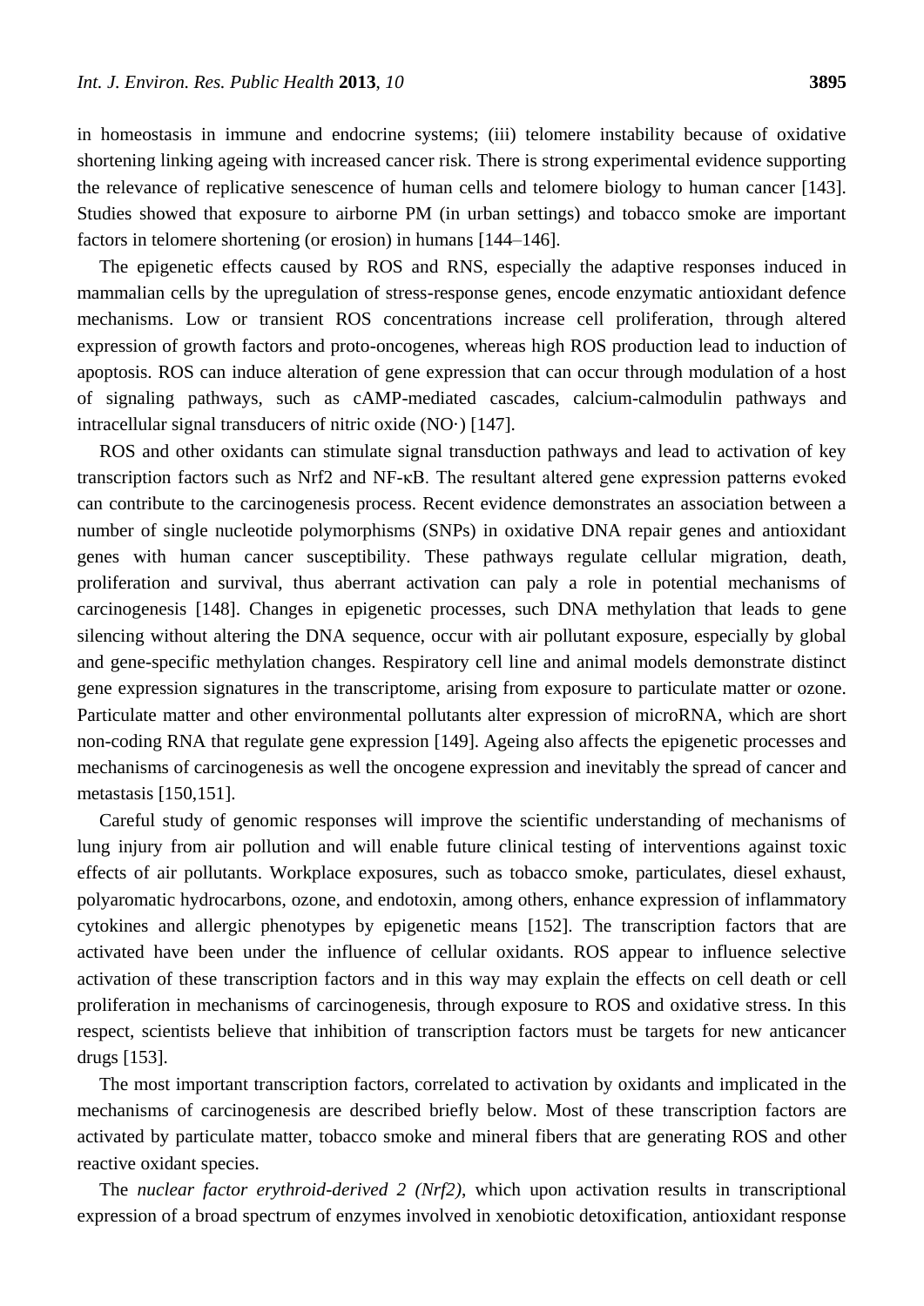in homeostasis in immune and endocrine systems; (iii) telomere instability because of oxidative shortening linking ageing with increased cancer risk. There is strong experimental evidence supporting the relevance of replicative senescence of human cells and telomere biology to human cancer [143]. Studies showed that exposure to airborne PM (in urban settings) and tobacco smoke are important factors in telomere shortening (or erosion) in humans [144–146].

The epigenetic effects caused by ROS and RNS, especially the adaptive responses induced in mammalian cells by the upregulation of stress-response genes, encode enzymatic antioxidant defence mechanisms. Low or transient ROS concentrations increase cell proliferation, through altered expression of growth factors and proto-oncogenes, whereas high ROS production lead to induction of apoptosis. ROS can induce alteration of gene expression that can occur through modulation of a host of signaling pathways, such as cAMP-mediated cascades, calcium-calmodulin pathways and intracellular signal transducers of nitric oxide (NO·) [147].

ROS and other oxidants can stimulate signal transduction pathways and lead to activation of key transcription factors such as Nrf2 and NF-κB. The resultant altered gene expression patterns evoked can contribute to the carcinogenesis process. Recent evidence demonstrates an association between a number of single nucleotide polymorphisms (SNPs) in oxidative DNA repair genes and antioxidant genes with human cancer susceptibility. These pathways regulate cellular migration, death, proliferation and survival, thus aberrant activation can paly a role in potential mechanisms of carcinogenesis [148]. Changes in epigenetic processes, such DNA methylation that leads to gene silencing without altering the DNA sequence, occur with air pollutant exposure, especially by global and gene-specific methylation changes. Respiratory cell line and animal models demonstrate distinct gene expression signatures in the transcriptome, arising from exposure to particulate matter or ozone. Particulate matter and other environmental pollutants alter expression of microRNA, which are short non-coding RNA that regulate gene expression [149]. Ageing also affects the epigenetic processes and mechanisms of carcinogenesis as well the oncogene expression and inevitably the spread of cancer and metastasis [150,151].

Careful study of genomic responses will improve the scientific understanding of mechanisms of lung injury from air pollution and will enable future clinical testing of interventions against toxic effects of air pollutants. Workplace exposures, such as tobacco smoke, particulates, diesel exhaust, polyaromatic hydrocarbons, ozone, and endotoxin, among others, enhance expression of inflammatory cytokines and allergic phenotypes by epigenetic means [152]. The transcription factors that are activated have been under the influence of cellular oxidants. ROS appear to influence selective activation of these transcription factors and in this way may explain the effects on cell death or cell proliferation in mechanisms of carcinogenesis, through exposure to ROS and oxidative stress. In this respect, scientists believe that inhibition of transcription factors must be targets for new anticancer drugs [153].

The most important transcription factors, correlated to activation by oxidants and implicated in the mechanisms of carcinogenesis are described briefly below. Most of these transcription factors are activated by particulate matter, tobacco smoke and mineral fibers that are generating ROS and other reactive oxidant species.

The *nuclear factor erythroid-derived 2 (Nrf2)*, which upon activation results in transcriptional expression of a broad spectrum of enzymes involved in xenobiotic detoxification, antioxidant response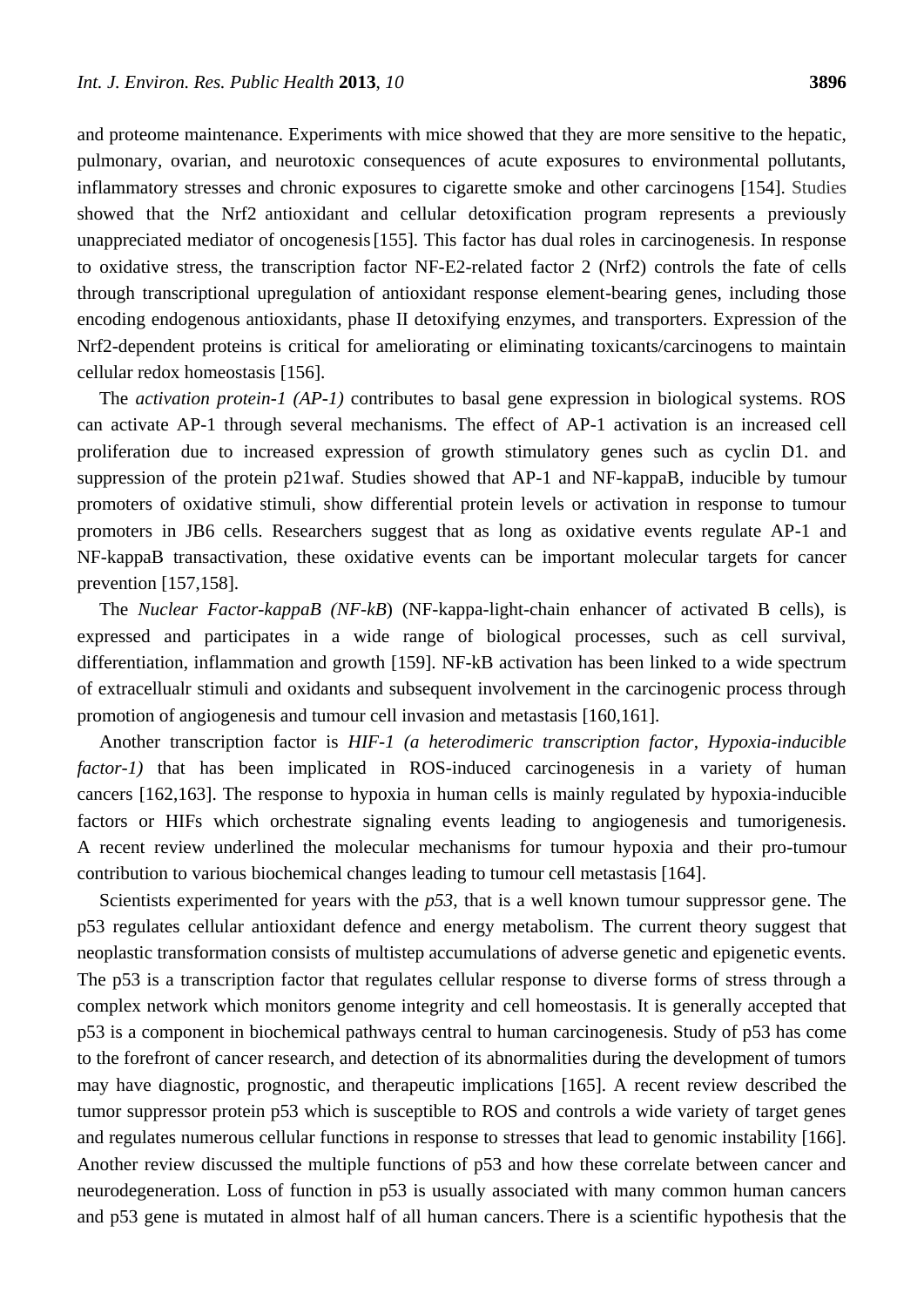and proteome maintenance. Experiments with mice showed that they are more sensitive to the hepatic, pulmonary, ovarian, and neurotoxic consequences of acute exposures to environmental pollutants, inflammatory stresses and chronic exposures to cigarette smoke and other carcinogens [154]. Studies showed that the Nrf2 antioxidant and cellular detoxification program represents a previously unappreciated mediator of oncogenesis [155]. This factor has dual roles in carcinogenesis. In response to oxidative stress, the transcription factor NF-E2-related factor 2 (Nrf2) controls the fate of cells through transcriptional upregulation of antioxidant response element-bearing genes, including those encoding endogenous antioxidants, phase II detoxifying enzymes, and transporters. Expression of the Nrf2-dependent proteins is critical for ameliorating or eliminating toxicants/carcinogens to maintain cellular redox homeostasis [156].

The *activation protein-1 (AP-1)* contributes to basal gene expression in biological systems. ROS can activate AP-1 through several mechanisms. The effect of AP-1 activation is an increased cell proliferation due to increased expression of growth stimulatory genes such as cyclin D1. and suppression of the protein p21waf. Studies showed that AP-1 and NF-kappaB, inducible by tumour promoters of oxidative stimuli, show differential protein levels or activation in response to tumour promoters in JB6 cells. Researchers suggest that as long as oxidative events regulate AP-1 and NF-kappaB transactivation, these oxidative events can be important molecular targets for cancer prevention [157,158].

The *Nuclear Factor-kappaB (NF-kB*) (NF-kappa-light-chain enhancer of activated B cells), is expressed and participates in a wide range of biological processes, such as cell survival, differentiation, inflammation and growth [159]. NF-kB activation has been linked to a wide spectrum of extracellualr stimuli and oxidants and subsequent involvement in the carcinogenic process through promotion of angiogenesis and tumour cell invasion and metastasis [160,161].

Another transcription factor is *HIF-1 (a heterodimeric transcription factor*, *Hypoxia-inducible factor-1)* that has been implicated in ROS-induced carcinogenesis in a variety of human cancers [162,163]. The response to hypoxia in human cells is mainly regulated by hypoxia-inducible factors or HIFs which orchestrate signaling events leading to angiogenesis and tumorigenesis. A recent review underlined the molecular mechanisms for tumour hypoxia and their pro-tumour contribution to various biochemical changes leading to tumour cell metastasis [164].

Scientists experimented for years with the *p53*, that is a well known tumour suppressor gene. The p53 regulates cellular antioxidant defence and energy metabolism. The current theory suggest that neoplastic transformation consists of multistep accumulations of adverse genetic and epigenetic events. The p53 is a transcription factor that regulates cellular response to diverse forms of stress through a complex network which monitors genome integrity and cell homeostasis. It is generally accepted that p53 is a component in biochemical pathways central to human carcinogenesis. Study of p53 has come to the forefront of cancer research, and detection of its abnormalities during the development of tumors may have diagnostic, prognostic, and therapeutic implications [165]. A recent review described the tumor suppressor protein p53 which is susceptible to ROS and controls a wide variety of target genes and regulates numerous cellular functions in response to stresses that lead to genomic instability [166]. Another review discussed the multiple functions of p53 and how these correlate between cancer and neurodegeneration. Loss of function in p53 is usually associated with many common human cancers and p53 gene is mutated in almost half of all human cancers. There is a scientific hypothesis that the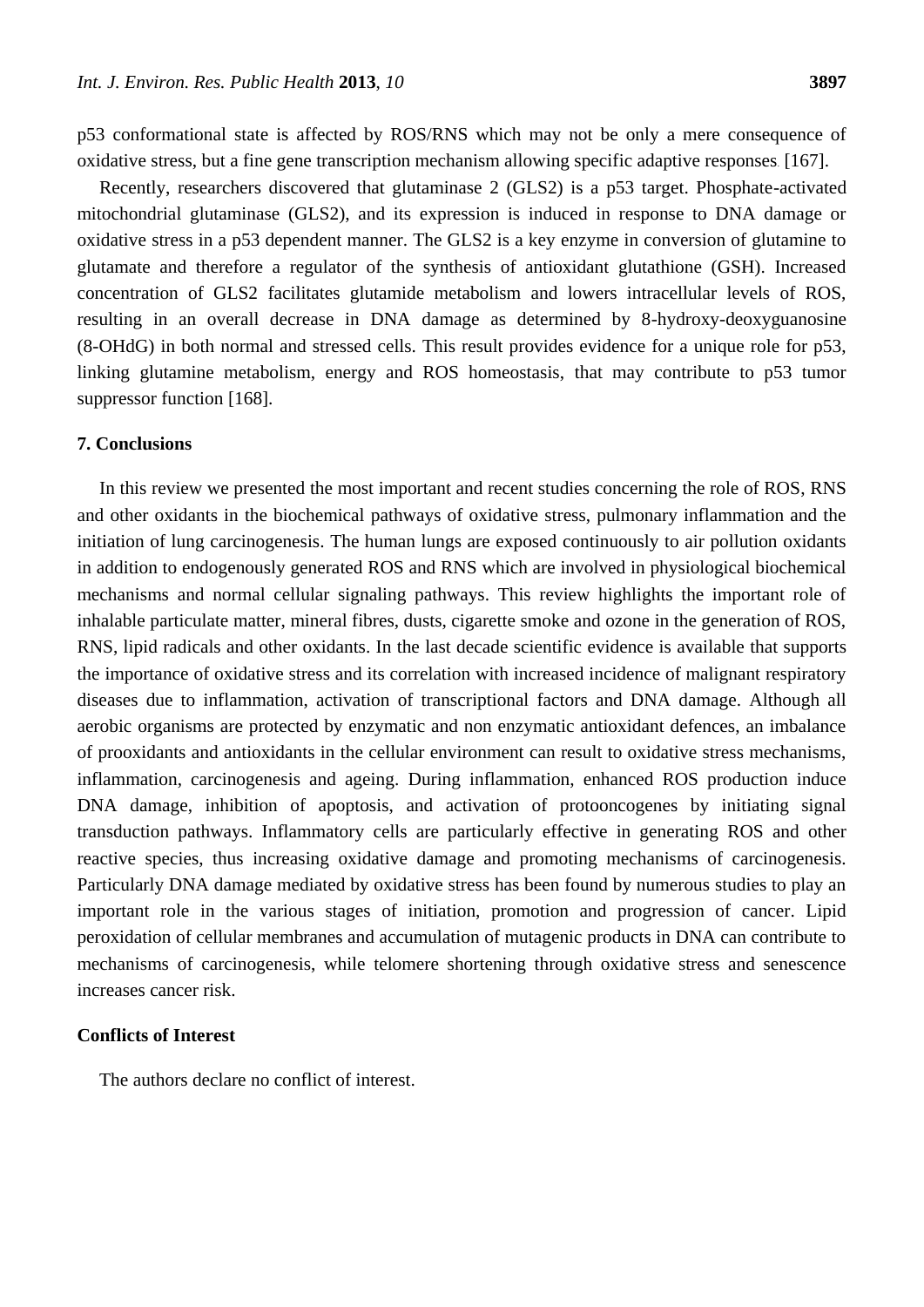p53 conformational state is affected by ROS/RNS which may not be only a mere consequence of oxidative stress, but a fine gene transcription mechanism allowing specific adaptive responses. [167].

Recently, researchers discovered that glutaminase 2 (GLS2) is a p53 target. Phosphate-activated mitochondrial glutaminase (GLS2), and its expression is induced in response to DNA damage or oxidative stress in a p53 dependent manner. The GLS2 is a key enzyme in conversion of glutamine to glutamate and therefore a regulator of the synthesis of antioxidant glutathione (GSH). Increased concentration of GLS2 facilitates glutamide metabolism and lowers intracellular levels of ROS, resulting in an overall decrease in DNA damage as determined by 8-hydroxy-deoxyguanosine (8-OHdG) in both normal and stressed cells. This result provides evidence for a unique role for p53, linking glutamine metabolism, energy and ROS homeostasis, that may contribute to p53 tumor suppressor function [168].

## 7. Conclusions

In this review we presented the most important and recent studies concerning the role of ROS, RNS and other oxidants in the biochemical pathways of oxidative stress, pulmonary inflammation and the initiation of lung carcinogenesis. The human lungs are exposed continuously to air pollution oxidants in addition to endogenously generated ROS and RNS which are involved in physiological biochemical mechanisms and normal cellular signaling pathways. This review highlights the important role of inhalable particulate matter, mineral fibres, dusts, cigarette smoke and ozone in the generation of ROS, RNS, lipid radicals and other oxidants. In the last decade scientific evidence is available that supports the importance of oxidative stress and its correlation with increased incidence of malignant respiratory diseases due to inflammation, activation of transcriptional factors and DNA damage. Although all aerobic organisms are protected by enzymatic and non enzymatic antioxidant defences, an imbalance of prooxidants and antioxidants in the cellular environment can result to oxidative stress mechanisms, inflammation, carcinogenesis and ageing. During inflammation, enhanced ROS production induce DNA damage, inhibition of apoptosis, and activation of protooncogenes by initiating signal transduction pathways. Inflammatory cells are particularly effective in generating ROS and other reactive species, thus increasing oxidative damage and promoting mechanisms of carcinogenesis. Particularly DNA damage mediated by oxidative stress has been found by numerous studies to play an important role in the various stages of initiation, promotion and progression of cancer. Lipid peroxidation of cellular membranes and accumulation of mutagenic products in DNA can contribute to mechanisms of carcinogenesis, while telomere shortening through oxidative stress and senescence increases cancer risk.

## Conflicts of Interest

The authors declare no conflict of interest.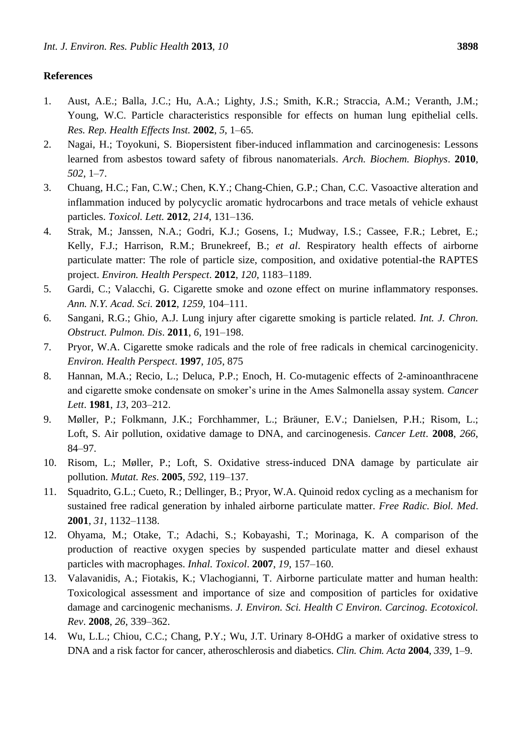## References

1. Aust, A.E.; Balla, J.C.; Hu, A.A.; Lighty, J.S.; Smith, K.R.; Straccia, A.M.; Veranth, J.M.; Young, W.C. Particle characteristics responsible for effects on human lung epithelial cells. *Res. Rep. Health Effects Inst.* **2002**, *5*, 1–65.
2. Nagai, H.; Toyokuni, S. Biopersistent fiber-induced inflammation and carcinogenesis: Lessons learned from asbestos toward safety of fibrous nanomaterials. *Arch. Biochem. Biophys*. **2010**, *502*, 1–7.
3. Chuang, H.C.; Fan, C.W.; Chen, K.Y.; Chang-Chien, G.P.; Chan, C.C. Vasoactive alteration and inflammation induced by polycyclic aromatic hydrocarbons and trace metals of vehicle exhaust particles. *Toxicol. Lett.* **2012**, *214*, 131–136.
4. Strak, M.; Janssen, N.A.; Godri, K.J.; Gosens, I.; Mudway, I.S.; Cassee, F.R.; Lebret, E.; Kelly, F.J.; Harrison, R.M.; Brunekreef, B.; *et al*. Respiratory health effects of airborne particulate matter: The role of particle size, composition, and oxidative potential-the RAPTES project. *Environ. Health Perspect*. **2012**, *120*, 1183–1189.
5. Gardi, C.; Valacchi, G. Cigarette smoke and ozone effect on murine inflammatory responses. *Ann. N.Y. Acad. Sci.* **2012**, *1259*, 104–111.
6. Sangani, R.G.; Ghio, A.J. Lung injury after cigarette smoking is particle related. *Int. J. Chron. Obstruct. Pulmon. Dis*. **2011**, *6*, 191–198.
7. Pryor, W.A. Cigarette smoke radicals and the role of free radicals in chemical carcinogenicity. *Environ. Health Perspect*. **1997**, *105*, 875
8. Hannan, M.A.; Recio, L.; Deluca, P.P.; Enoch, H. Co-mutagenic effects of 2-aminoanthracene and cigarette smoke condensate on smoker's urine in the Ames Salmonella assay system. *Cancer Lett*. **1981**, *13*, 203–212.
9. Møller, P.; Folkmann, J.K.; Forchhammer, L.; Bräuner, E.V.; Danielsen, P.H.; Risom, L.; Loft, S. Air pollution, oxidative damage to DNA, and carcinogenesis. *Cancer Lett*. **2008**, *266*, 84–97.
10. Risom, L.; Møller, P.; Loft, S. Oxidative stress-induced DNA damage by particulate air pollution. *Mutat. Res*. **2005**, *592*, 119–137.
11. Squadrito, G.L.; Cueto, R.; Dellinger, B.; Pryor, W.A. Quinoid redox cycling as a mechanism for sustained free radical generation by inhaled airborne particulate matter. *Free Radic. Biol. Med*. **2001**, *31*, 1132–1138.
12. Ohyama, M.; Otake, T.; Adachi, S.; Kobayashi, T.; Morinaga, K. A comparison of the production of reactive oxygen species by suspended particulate matter and diesel exhaust particles with macrophages. *Inhal. Toxicol*. **2007**, *19*, 157–160.
13. Valavanidis, A.; Fiotakis, K.; Vlachogianni, T. Airborne particulate matter and human health: Toxicological assessment and importance of size and composition of particles for oxidative damage and carcinogenic mechanisms. *J. Environ. Sci. Health C Environ. Carcinog. Ecotoxicol. Rev*. **2008**, *26*, 339–362.
14. Wu, L.L.; Chiou, C.C.; Chang, P.Y.; Wu, J.T. Urinary 8-OHdG a marker of oxidative stress to DNA and a risk factor for cancer, atheroschlerosis and diabetics. *Clin. Chim. Acta* **2004**, *339*, 1–9.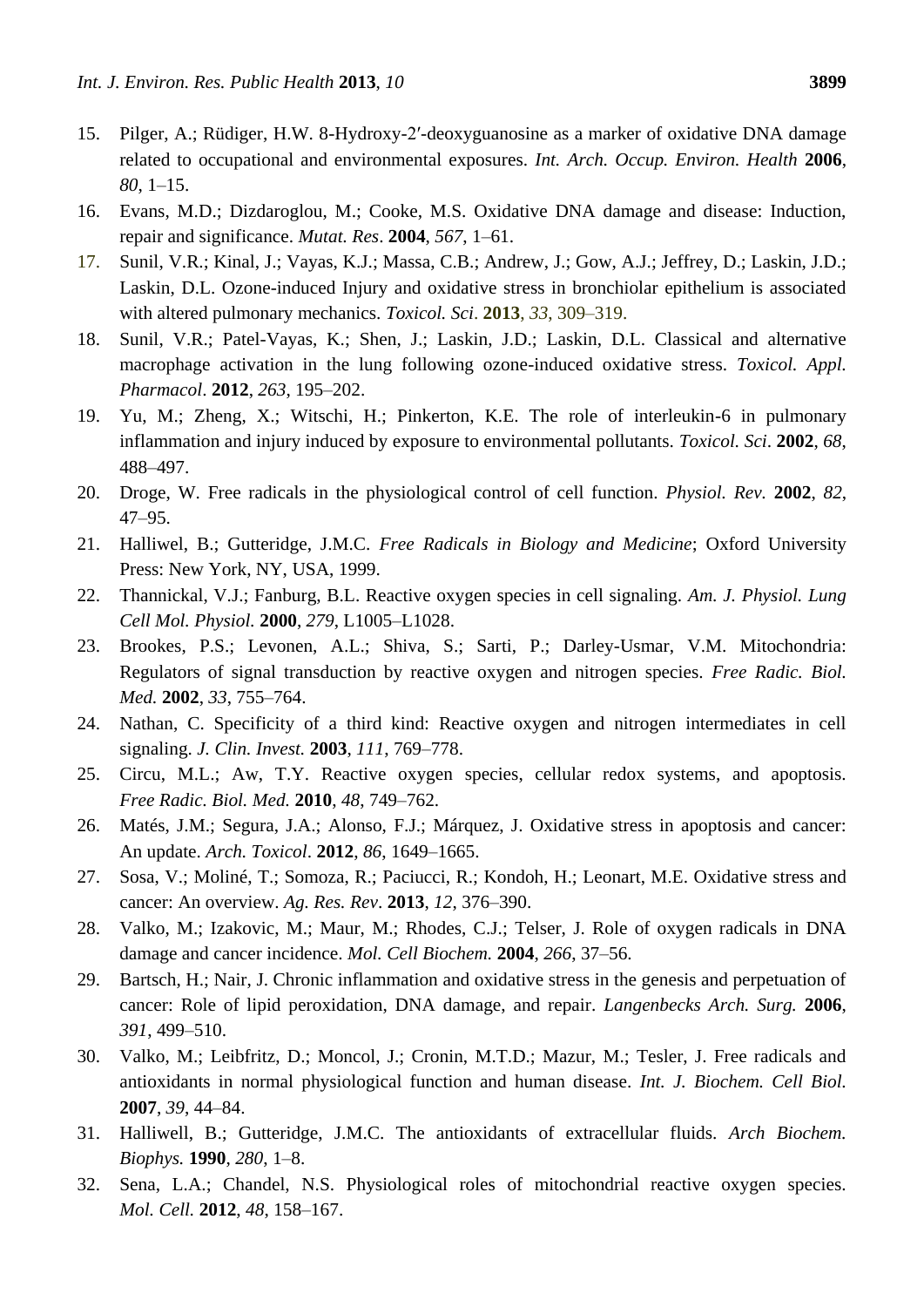15. Pilger, A.; Rüdiger, H.W. 8-Hydroxy-2′-deoxyguanosine as a marker of oxidative DNA damage related to occupational and environmental exposures. *Int. Arch. Occup. Environ. Health* **2006**, *80*, 1–15.
16. Evans, M.D.; Dizdaroglou, M.; Cooke, M.S. Oxidative DNA damage and disease: Induction, repair and significance. *Mutat. Res*. **2004**, *567*, 1–61.
17. Sunil, V.R.; Kinal, J.; Vayas, K.J.; Massa, C.B.; Andrew, J.; Gow, A.J.; Jeffrey, D.; Laskin, J.D.; Laskin, D.L. Ozone-induced Injury and oxidative stress in bronchiolar epithelium is associated with altered pulmonary mechanics. *Toxicol. Sci*. **2013**, *33*, 309–319.
18. Sunil, V.R.; Patel-Vayas, K.; Shen, J.; Laskin, J.D.; Laskin, D.L. Classical and alternative macrophage activation in the lung following ozone-induced oxidative stress. *Toxicol. Appl. Pharmacol*. **2012**, *263*, 195–202.
19. Yu, M.; Zheng, X.; Witschi, H.; Pinkerton, K.E. The role of interleukin-6 in pulmonary inflammation and injury induced by exposure to environmental pollutants. *Toxicol. Sci*. **2002**, *68*, 488–497.
20. Droge, W. Free radicals in the physiological control of cell function. *Physiol. Rev.* **2002**, *82*, 47–95.
21. Halliwel, B.; Gutteridge, J.M.C. *Free Radicals in Biology and Medicine*; Oxford University Press: New York, NY, USA, 1999.
22. Thannickal, V.J.; Fanburg, B.L. Reactive oxygen species in cell signaling. *Am. J. Physiol. Lung Cell Mol. Physiol.* **2000**, *279*, L1005–L1028.
23. Brookes, P.S.; Levonen, A.L.; Shiva, S.; Sarti, P.; Darley-Usmar, V.M. Mitochondria: Regulators of signal transduction by reactive oxygen and nitrogen species. *Free Radic. Biol. Med.* **2002**, *33*, 755–764.
24. Nathan, C. Specificity of a third kind: Reactive oxygen and nitrogen intermediates in cell signaling. *J. Clin. Invest.* **2003**, *111*, 769–778.
25. Circu, M.L.; Aw, T.Y. Reactive oxygen species, cellular redox systems, and apoptosis. *Free Radic. Biol. Med.* **2010**, *48*, 749–762.
26. Matés, J.M.; Segura, J.A.; Alonso, F.J.; Márquez, J. Oxidative stress in apoptosis and cancer: An update. *Arch. Toxicol*. **2012**, *86*, 1649–1665.
27. Sosa, V.; Moliné, T.; Somoza, R.; Paciucci, R.; Kondoh, H.; Leonart, M.E. Oxidative stress and cancer: An overview. *Ag. Res. Rev*. **2013**, *12*, 376–390.
28. Valko, M.; Izakovic, M.; Maur, M.; Rhodes, C.J.; Telser, J. Role of oxygen radicals in DNA damage and cancer incidence. *Mol. Cell Biochem.* **2004**, *266*, 37–56.
29. Bartsch, H.; Nair, J. Chronic inflammation and oxidative stress in the genesis and perpetuation of cancer: Role of lipid peroxidation, DNA damage, and repair. *Langenbecks Arch. Surg.* **2006**, *391*, 499–510.
30. Valko, M.; Leibfritz, D.; Moncol, J.; Cronin, M.T.D.; Mazur, M.; Tesler, J. Free radicals and antioxidants in normal physiological function and human disease. *Int. J. Biochem. Cell Biol.* **2007**, *39*, 44–84.
31. Halliwell, B.; Gutteridge, J.M.C. The antioxidants of extracellular fluids. *Arch Biochem. Biophys.* **1990**, *280*, 1–8.
32. Sena, L.A.; Chandel, N.S. Physiological roles of mitochondrial reactive oxygen species. *Mol. Cell.* **2012**, *48*, 158–167.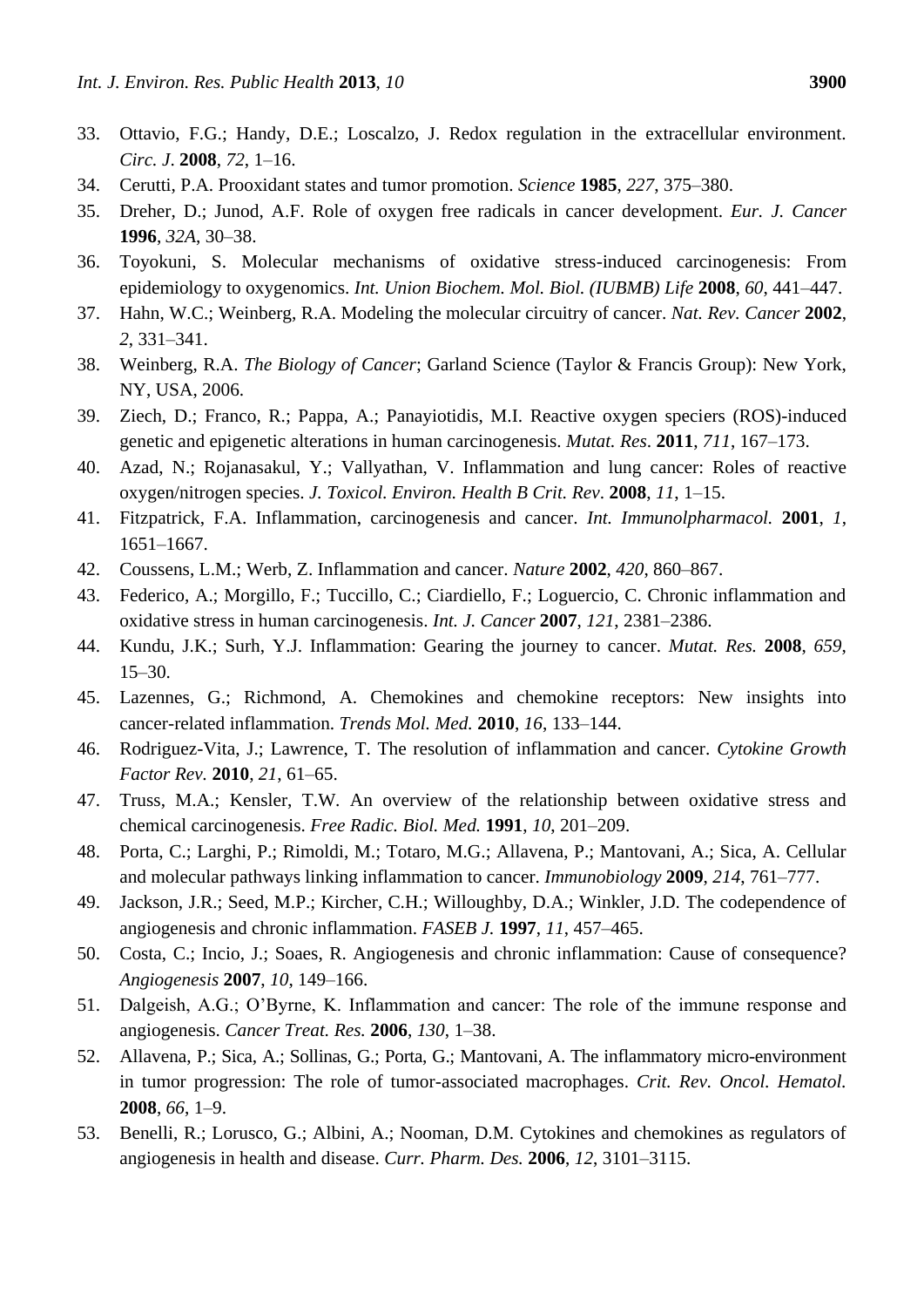33. Ottavio, F.G.; Handy, D.E.; Loscalzo, J. Redox regulation in the extracellular environment. *Circ. J*. **2008**, *72*, 1–16.
34. Cerutti, P.A. Prooxidant states and tumor promotion. *Science* **1985**, *227*, 375–380.
35. Dreher, D.; Junod, A.F. Role of oxygen free radicals in cancer development. *Eur. J. Cancer* **1996**, *32A*, 30–38.
36. Toyokuni, S. Molecular mechanisms of oxidative stress-induced carcinogenesis: From epidemiology to oxygenomics. *Int. Union Biochem. Mol. Biol. (IUBMB) Life* **2008**, *60*, 441–447.
37. Hahn, W.C.; Weinberg, R.A. Modeling the molecular circuitry of cancer. *Nat. Rev. Cancer* **2002**, *2*, 331–341.
38. Weinberg, R.A. *The Biology of Cancer*; Garland Science (Taylor & Francis Group): New York, NY, USA, 2006.
39. Ziech, D.; Franco, R.; Pappa, A.; Panayiotidis, M.I. Reactive oxygen speciers (ROS)-induced genetic and epigenetic alterations in human carcinogenesis. *Mutat. Res*. **2011**, *711*, 167–173.
40. Azad, N.; Rojanasakul, Y.; Vallyathan, V. Inflammation and lung cancer: Roles of reactive oxygen/nitrogen species. *J. Toxicol. Environ. Health B Crit. Rev*. **2008**, *11*, 1–15.
41. Fitzpatrick, F.A. Inflammation, carcinogenesis and cancer. *Int. Immunolpharmacol.* **2001**, *1*, 1651–1667.
42. Coussens, L.M.; Werb, Z. Inflammation and cancer. *Nature* **2002**, *420*, 860–867.
43. Federico, A.; Morgillo, F.; Tuccillo, C.; Ciardiello, F.; Loguercio, C. Chronic inflammation and oxidative stress in human carcinogenesis. *Int. J. Cancer* **2007**, *121*, 2381–2386.
44. Kundu, J.K.; Surh, Y.J. Inflammation: Gearing the journey to cancer. *Mutat. Res.* **2008**, *659*, 15–30.
45. Lazennes, G.; Richmond, A. Chemokines and chemokine receptors: New insights into cancer-related inflammation. *Trends Mol. Med.* **2010**, *16*, 133–144.
46. Rodriguez-Vita, J.; Lawrence, T. The resolution of inflammation and cancer. *Cytokine Growth Factor Rev*. **2010**, *21*, 61–65.
47. Truss, M.A.; Kensler, T.W. An overview of the relationship between oxidative stress and chemical carcinogenesis. *Free Radic. Biol. Med.* **1991**, *10*, 201–209.
48. Porta, C.; Larghi, P.; Rimoldi, M.; Totaro, M.G.; Allavena, P.; Mantovani, A.; Sica, A. Cellular and molecular pathways linking inflammation to cancer. *Immunobiology* **2009**, *214*, 761–777.
49. Jackson, J.R.; Seed, M.P.; Kircher, C.H.; Willoughby, D.A.; Winkler, J.D. The codependence of angiogenesis and chronic inflammation. *FASEB J.* **1997**, *11*, 457–465.
50. Costa, C.; Incio, J.; Soaes, R. Angiogenesis and chronic inflammation: Cause of consequence? *Angiogenesis* **2007**, *10*, 149–166.
51. Dalgeish, A.G.; O'Byrne, K. Inflammation and cancer: The role of the immune response and angiogenesis. *Cancer Treat. Res.* **2006**, *130*, 1–38.
52. Allavena, P.; Sica, A.; Sollinas, G.; Porta, G.; Mantovani, A. The inflammatory micro-environment in tumor progression: The role of tumor-associated macrophages. *Crit. Rev. Oncol. Hematol.* **2008**, *66*, 1–9.
53. Benelli, R.; Lorusco, G.; Albini, A.; Nooman, D.M. Cytokines and chemokines as regulators of angiogenesis in health and disease. *Curr. Pharm. Des.* **2006**, *12*, 3101–3115.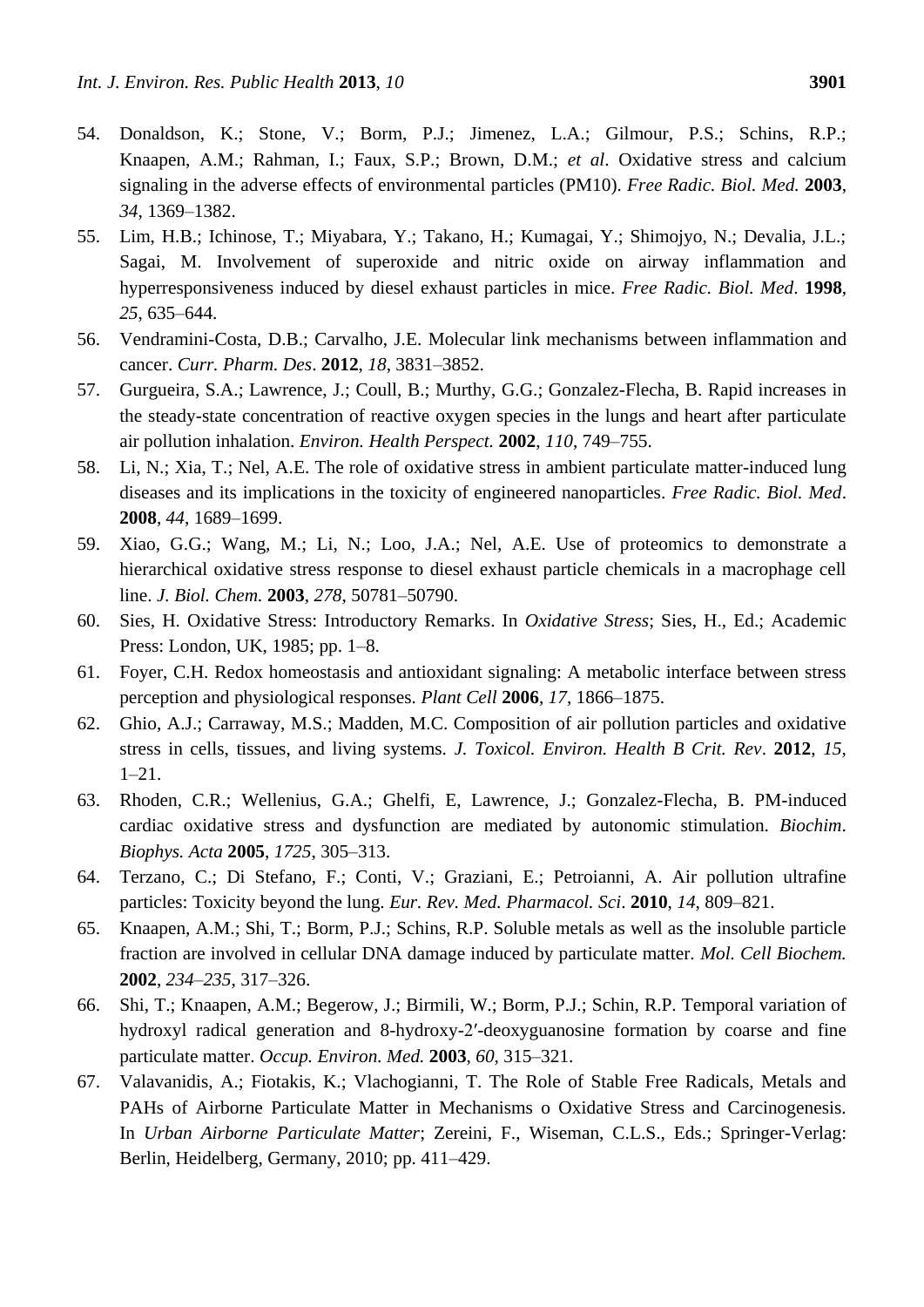54. Donaldson, K.; Stone, V.; Borm, P.J.; Jimenez, L.A.; Gilmour, P.S.; Schins, R.P.; Knaapen, A.M.; Rahman, I.; Faux, S.P.; Brown, D.M.; *et al*. Oxidative stress and calcium signaling in the adverse effects of environmental particles (PM10). *Free Radic. Biol. Med.* **2003**, *34*, 1369–1382.
55. Lim, H.B.; Ichinose, T.; Miyabara, Y.; Takano, H.; Kumagai, Y.; Shimojyo, N.; Devalia, J.L.; Sagai, M. Involvement of superoxide and nitric oxide on airway inflammation and hyperresponsiveness induced by diesel exhaust particles in mice. *Free Radic. Biol. Med*. **1998**, *25*, 635–644.
56. Vendramini-Costa, D.B.; Carvalho, J.E. Molecular link mechanisms between inflammation and cancer. *Curr. Pharm. Des*. **2012**, *18*, 3831–3852.
57. Gurgueira, S.A.; Lawrence, J.; Coull, B.; Murthy, G.G.; Gonzalez-Flecha, B. Rapid increases in the steady-state concentration of reactive oxygen species in the lungs and heart after particulate air pollution inhalation. *Environ. Health Perspect.* **2002**, *110*, 749–755.
58. Li, N.; Xia, T.; Nel, A.E. The role of oxidative stress in ambient particulate matter-induced lung diseases and its implications in the toxicity of engineered nanoparticles. *Free Radic. Biol. Med*. **2008**, *44*, 1689–1699.
59. Xiao, G.G.; Wang, M.; Li, N.; Loo, J.A.; Nel, A.E. Use of proteomics to demonstrate a hierarchical oxidative stress response to diesel exhaust particle chemicals in a macrophage cell line. *J. Biol. Chem.* **2003**, *278*, 50781–50790.
60. Sies, H. Oxidative Stress: Introductory Remarks. In *Oxidative Stress*; Sies, H., Ed.; Academic Press: London, UK, 1985; pp. 1–8.
61. Foyer, C.H. Redox homeostasis and antioxidant signaling: A metabolic interface between stress perception and physiological responses. *Plant Cell* **2006**, *17*, 1866–1875.
62. Ghio, A.J.; Carraway, M.S.; Madden, M.C. Composition of air pollution particles and oxidative stress in cells, tissues, and living systems. *J. Toxicol. Environ. Health B Crit. Rev*. **2012**, *15*, 1–21.
63. Rhoden, C.R.; Wellenius, G.A.; Ghelfi, E, Lawrence, J.; Gonzalez-Flecha, B. PM-induced cardiac oxidative stress and dysfunction are mediated by autonomic stimulation. *Biochim. Biophys. Acta* **2005**, *1725*, 305–313.
64. Terzano, C.; Di Stefano, F.; Conti, V.; Graziani, E.; Petroianni, A. Air pollution ultrafine particles: Toxicity beyond the lung. *Eur. Rev. Med. Pharmacol. Sci*. **2010**, *14*, 809–821.
65. Knaapen, A.M.; Shi, T.; Borm, P.J.; Schins, R.P. Soluble metals as well as the insoluble particle fraction are involved in cellular DNA damage induced by particulate matter. *Mol. Cell Biochem.* **2002**, *234–235*, 317–326.
66. Shi, T.; Knaapen, A.M.; Begerow, J.; Birmili, W.; Borm, P.J.; Schin, R.P. Temporal variation of hydroxyl radical generation and 8-hydroxy-2′-deoxyguanosine formation by coarse and fine particulate matter. *Occup. Environ. Med.* **2003**, *60*, 315–321.
67. Valavanidis, A.; Fiotakis, K.; Vlachogianni, T. The Role of Stable Free Radicals, Metals and PAHs of Airborne Particulate Matter in Mechanisms o Oxidative Stress and Carcinogenesis. In *Urban Airborne Particulate Matter*; Zereini, F., Wiseman, C.L.S., Eds.; Springer-Verlag: Berlin, Heidelberg, Germany, 2010; pp. 411–429.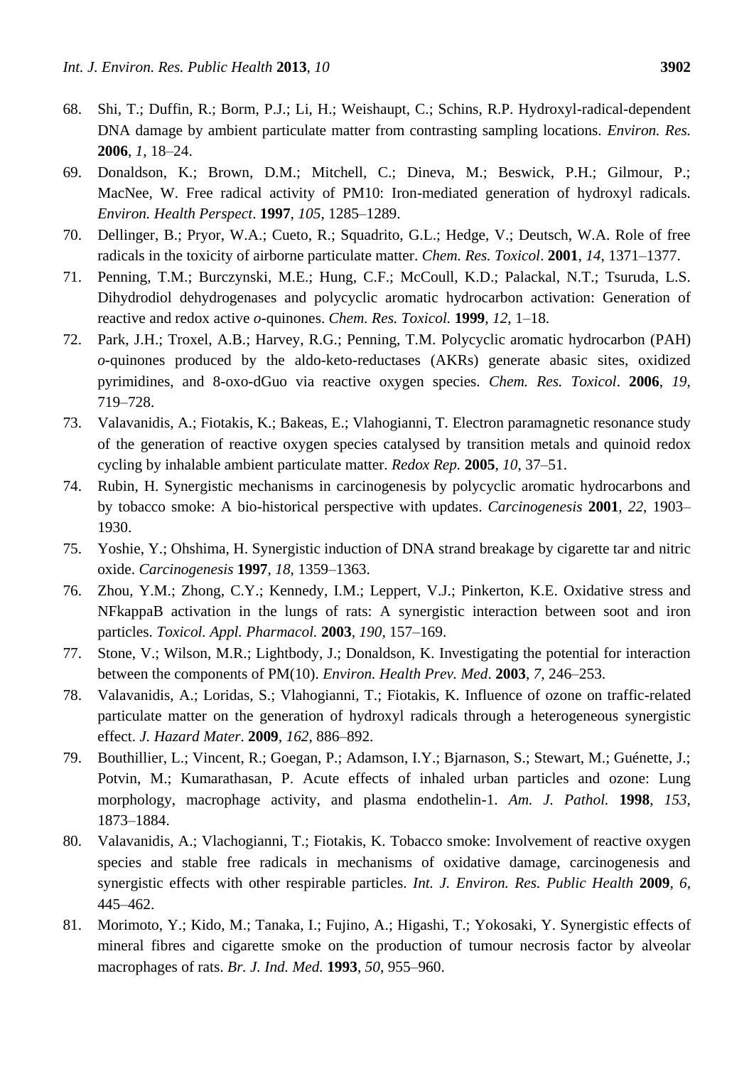68. Shi, T.; Duffin, R.; Borm, P.J.; Li, H.; Weishaupt, C.; Schins, R.P. Hydroxyl-radical-dependent DNA damage by ambient particulate matter from contrasting sampling locations. *Environ. Res.* **2006**, *1*, 18–24.
69. Donaldson, K.; Brown, D.M.; Mitchell, C.; Dineva, M.; Beswick, P.H.; Gilmour, P.; MacNee, W. Free radical activity of PM10: Iron-mediated generation of hydroxyl radicals. *Environ. Health Perspect*. **1997**, *105*, 1285–1289.
70. Dellinger, B.; Pryor, W.A.; Cueto, R.; Squadrito, G.L.; Hedge, V.; Deutsch, W.A. Role of free radicals in the toxicity of airborne particulate matter. *Chem. Res. Toxicol*. **2001**, *14*, 1371–1377.
71. Penning, T.M.; Burczynski, M.E.; Hung, C.F.; McCoull, K.D.; Palackal, N.T.; Tsuruda, L.S. Dihydrodiol dehydrogenases and polycyclic aromatic hydrocarbon activation: Generation of reactive and redox active *o*-quinones. *Chem. Res. Toxicol.* **1999**, *12*, 1–18.
72. Park, J.H.; Troxel, A.B.; Harvey, R.G.; Penning, T.M. Polycyclic aromatic hydrocarbon (PAH) *o*-quinones produced by the aldo-keto-reductases (AKRs) generate abasic sites, oxidized pyrimidines, and 8-oxo-dGuo via reactive oxygen species. *Chem. Res. Toxicol*. **2006**, *19*, 719–728.
73. Valavanidis, A.; Fiotakis, K.; Bakeas, E.; Vlahogianni, T. Electron paramagnetic resonance study of the generation of reactive oxygen species catalysed by transition metals and quinoid redox cycling by inhalable ambient particulate matter. *Redox Rep.* **2005**, *10*, 37–51.
74. Rubin, H. Synergistic mechanisms in carcinogenesis by polycyclic aromatic hydrocarbons and by tobacco smoke: A bio-historical perspective with updates. *Carcinogenesis* **2001**, *22*, 1903–1930.
75. Yoshie, Y.; Ohshima, H. Synergistic induction of DNA strand breakage by cigarette tar and nitric oxide. *Carcinogenesis* **1997**, *18*, 1359–1363.
76. Zhou, Y.M.; Zhong, C.Y.; Kennedy, I.M.; Leppert, V.J.; Pinkerton, K.E. Oxidative stress and NFkappaB activation in the lungs of rats: A synergistic interaction between soot and iron particles. *Toxicol. Appl. Pharmacol.* **2003**, *190*, 157–169.
77. Stone, V.; Wilson, M.R.; Lightbody, J.; Donaldson, K. Investigating the potential for interaction between the components of PM(10). *Environ. Health Prev. Med*. **2003**, *7*, 246–253.
78. Valavanidis, A.; Loridas, S.; Vlahogianni, T.; Fiotakis, K. Influence of ozone on traffic-related particulate matter on the generation of hydroxyl radicals through a heterogeneous synergistic effect. *J. Hazard Mater*. **2009**, *162*, 886–892.
79. Bouthillier, L.; Vincent, R.; Goegan, P.; Adamson, I.Y.; Bjarnason, S.; Stewart, M.; Guénette, J.; Potvin, M.; Kumarathasan, P. Acute effects of inhaled urban particles and ozone: Lung morphology, macrophage activity, and plasma endothelin-1. *Am. J. Pathol.* **1998**, *153*, 1873–1884.
80. Valavanidis, A.; Vlachogianni, T.; Fiotakis, K. Tobacco smoke: Involvement of reactive oxygen species and stable free radicals in mechanisms of oxidative damage, carcinogenesis and synergistic effects with other respirable particles. *Int. J. Environ. Res. Public Health* **2009**, *6*, 445–462.
81. Morimoto, Y.; Kido, M.; Tanaka, I.; Fujino, A.; Higashi, T.; Yokosaki, Y. Synergistic effects of mineral fibres and cigarette smoke on the production of tumour necrosis factor by alveolar macrophages of rats. *Br. J. Ind. Med.* **1993**, *50*, 955–960.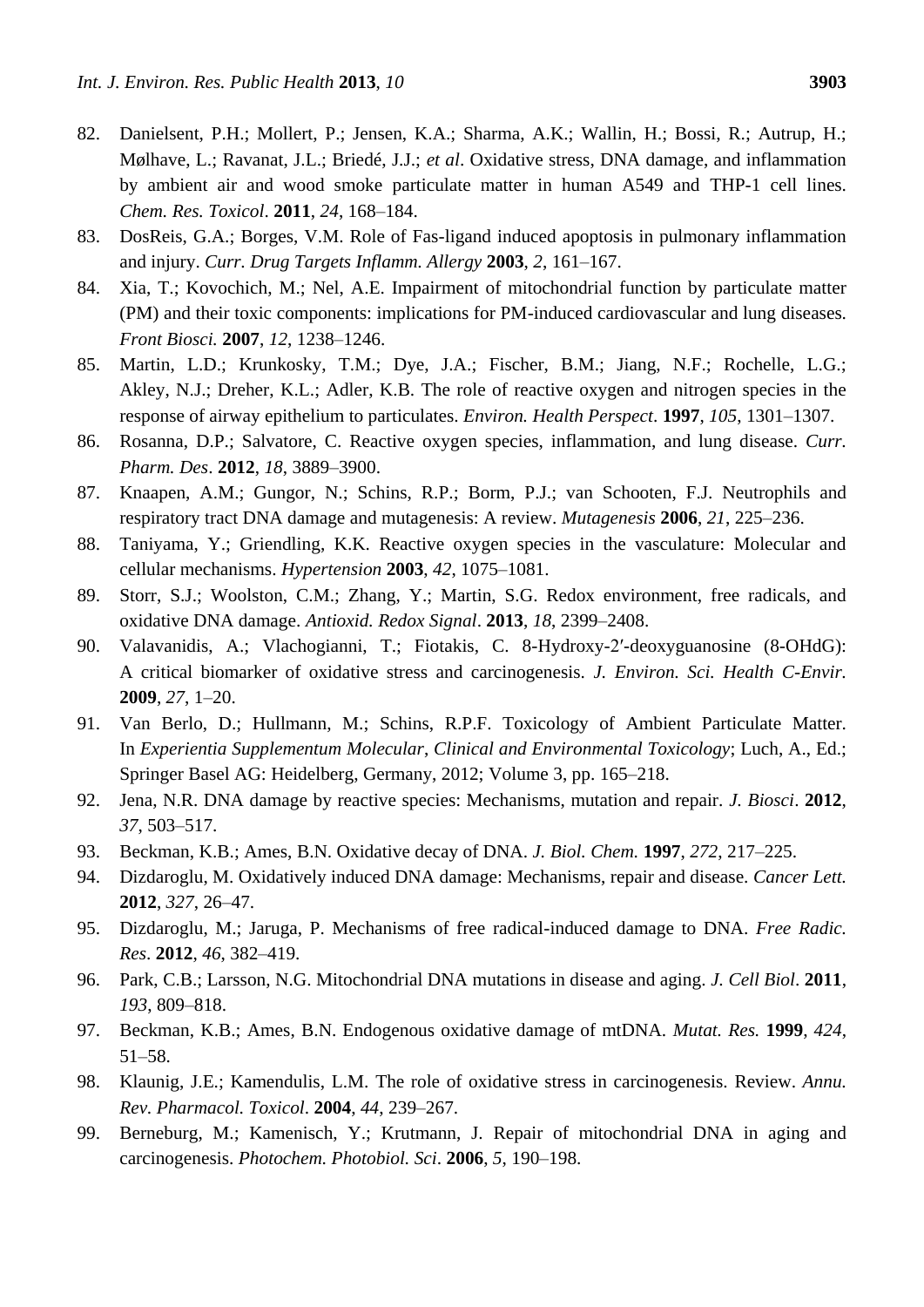82. Danielsent, P.H.; Mollert, P.; Jensen, K.A.; Sharma, A.K.; Wallin, H.; Bossi, R.; Autrup, H.; Mølhave, L.; Ravanat, J.L.; Briedé, J.J.; *et al*. Oxidative stress, DNA damage, and inflammation by ambient air and wood smoke particulate matter in human A549 and THP-1 cell lines. *Chem. Res. Toxicol*. **2011**, *24*, 168–184.
83. DosReis, G.A.; Borges, V.M. Role of Fas-ligand induced apoptosis in pulmonary inflammation and injury. *Curr. Drug Targets Inflamm. Allergy* **2003**, *2*, 161–167.
84. Xia, T.; Kovochich, M.; Nel, A.E. Impairment of mitochondrial function by particulate matter (PM) and their toxic components: implications for PM-induced cardiovascular and lung diseases. *Front Biosci.* **2007**, *12*, 1238–1246.
85. Martin, L.D.; Krunkosky, T.M.; Dye, J.A.; Fischer, B.M.; Jiang, N.F.; Rochelle, L.G.; Akley, N.J.; Dreher, K.L.; Adler, K.B. The role of reactive oxygen and nitrogen species in the response of airway epithelium to particulates. *Environ. Health Perspect*. **1997**, *105*, 1301–1307.
86. Rosanna, D.P.; Salvatore, C. Reactive oxygen species, inflammation, and lung disease. *Curr. Pharm. Des*. **2012**, *18*, 3889–3900.
87. Knaapen, A.M.; Gungor, N.; Schins, R.P.; Borm, P.J.; van Schooten, F.J. Neutrophils and respiratory tract DNA damage and mutagenesis: A review. *Mutagenesis* **2006**, *21*, 225–236.
88. Taniyama, Y.; Griendling, K.K. Reactive oxygen species in the vasculature: Molecular and cellular mechanisms. *Hypertension* **2003**, *42*, 1075–1081.
89. Storr, S.J.; Woolston, C.M.; Zhang, Y.; Martin, S.G. Redox environment, free radicals, and oxidative DNA damage. *Antioxid. Redox Signal*. **2013**, *18*, 2399–2408.
90. Valavanidis, A.; Vlachogianni, T.; Fiotakis, C. 8-Hydroxy-2′-deoxyguanosine (8-OHdG): A critical biomarker of oxidative stress and carcinogenesis. *J. Environ. Sci. Health C-Envir.* **2009**, *27*, 1–20.
91. Van Berlo, D.; Hullmann, M.; Schins, R.P.F. Toxicology of Ambient Particulate Matter. In *Experientia Supplementum Molecular, Clinical and Environmental Toxicology*; Luch, A., Ed.; Springer Basel AG: Heidelberg, Germany, 2012; Volume 3, pp. 165–218.
92. Jena, N.R. DNA damage by reactive species: Mechanisms, mutation and repair. *J. Biosci*. **2012**, *37*, 503–517.
93. Beckman, K.B.; Ames, B.N. Oxidative decay of DNA. *J. Biol. Chem.* **1997**, *272*, 217–225.
94. Dizdaroglu, M. Oxidatively induced DNA damage: Mechanisms, repair and disease. *Cancer Lett.* **2012**, *327*, 26–47.
95. Dizdaroglu, M.; Jaruga, P. Mechanisms of free radical-induced damage to DNA. *Free Radic. Res*. **2012**, *46*, 382–419.
96. Park, C.B.; Larsson, N.G. Mitochondrial DNA mutations in disease and aging. *J. Cell Biol*. **2011**, *193*, 809–818.
97. Beckman, K.B.; Ames, B.N. Endogenous oxidative damage of mtDNA. *Mutat. Res.* **1999**, *424*, 51–58.
98. Klaunig, J.E.; Kamendulis, L.M. The role of oxidative stress in carcinogenesis. Review. *Annu. Rev. Pharmacol. Toxicol*. **2004**, *44*, 239–267.
99. Berneburg, M.; Kamenisch, Y.; Krutmann, J. Repair of mitochondrial DNA in aging and carcinogenesis. *Photochem. Photobiol. Sci*. **2006**, *5*, 190–198.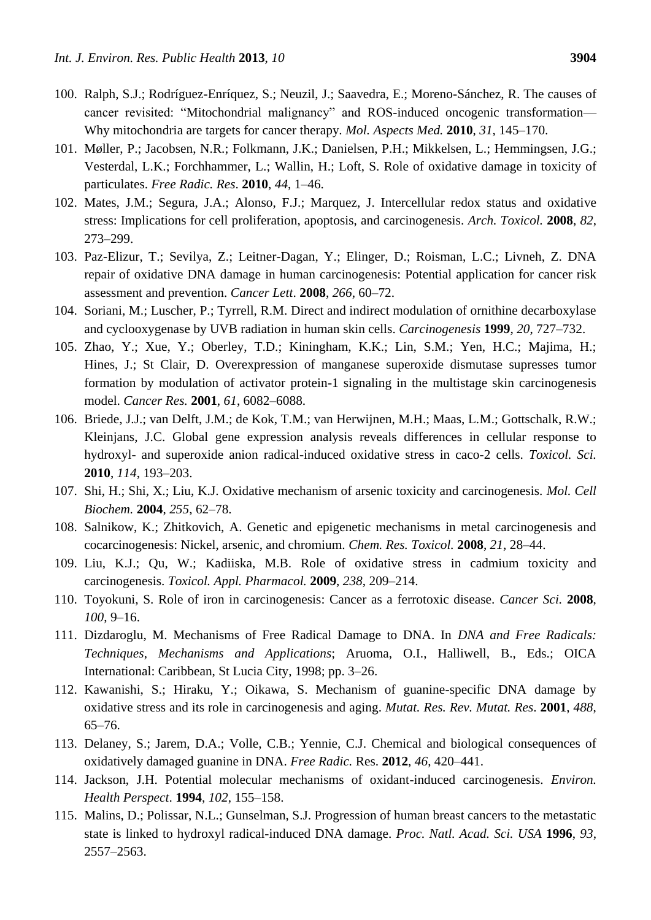100. Ralph, S.J.; Rodríguez-Enríquez, S.; Neuzil, J.; Saavedra, E.; Moreno-Sánchez, R. The causes of cancer revisited: "Mitochondrial malignancy" and ROS-induced oncogenic transformation—Why mitochondria are targets for cancer therapy. *Mol. Aspects Med.* **2010**, *31*, 145–170.
101. Møller, P.; Jacobsen, N.R.; Folkmann, J.K.; Danielsen, P.H.; Mikkelsen, L.; Hemmingsen, J.G.; Vesterdal, L.K.; Forchhammer, L.; Wallin, H.; Loft, S. Role of oxidative damage in toxicity of particulates. *Free Radic. Res*. **2010**, *44*, 1–46.
102. Mates, J.M.; Segura, J.A.; Alonso, F.J.; Marquez, J. Intercellular redox status and oxidative stress: Implications for cell proliferation, apoptosis, and carcinogenesis. *Arch. Toxicol.* **2008**, *82*, 273–299.
103. Paz-Elizur, T.; Sevilya, Z.; Leitner-Dagan, Y.; Elinger, D.; Roisman, L.C.; Livneh, Z. DNA repair of oxidative DNA damage in human carcinogenesis: Potential application for cancer risk assessment and prevention. *Cancer Lett*. **2008**, *266*, 60–72.
104. Soriani, M.; Luscher, P.; Tyrrell, R.M. Direct and indirect modulation of ornithine decarboxylase and cyclooxygenase by UVB radiation in human skin cells. *Carcinogenesis* **1999**, *20*, 727–732.
105. Zhao, Y.; Xue, Y.; Oberley, T.D.; Kiningham, K.K.; Lin, S.M.; Yen, H.C.; Majima, H.; Hines, J.; St Clair, D. Overexpression of manganese superoxide dismutase supresses tumor formation by modulation of activator protein-1 signaling in the multistage skin carcinogenesis model. *Cancer Res.* **2001**, *61*, 6082–6088.
106. Briede, J.J.; van Delft, J.M.; de Kok, T.M.; van Herwijnen, M.H.; Maas, L.M.; Gottschalk, R.W.; Kleinjans, J.C. Global gene expression analysis reveals differences in cellular response to hydroxyl- and superoxide anion radical-induced oxidative stress in caco-2 cells. *Toxicol. Sci.* **2010**, *114*, 193–203.
107. Shi, H.; Shi, X.; Liu, K.J. Oxidative mechanism of arsenic toxicity and carcinogenesis. *Mol. Cell Biochem.* **2004**, *255*, 62–78.
108. Salnikow, K.; Zhitkovich, A. Genetic and epigenetic mechanisms in metal carcinogenesis and cocarcinogenesis: Nickel, arsenic, and chromium. *Chem. Res. Toxicol.* **2008**, *21*, 28–44.
109. Liu, K.J.; Qu, W.; Kadiiska, M.B. Role of oxidative stress in cadmium toxicity and carcinogenesis. *Toxicol. Appl. Pharmacol.* **2009**, *238*, 209–214.
110. Toyokuni, S. Role of iron in carcinogenesis: Cancer as a ferrotoxic disease. *Cancer Sci.* **2008**, *100*, 9–16.
111. Dizdaroglu, M. Mechanisms of Free Radical Damage to DNA. In *DNA and Free Radicals: Techniques, Mechanisms and Applications*; Aruoma, O.I., Halliwell, B., Eds.; OICA International: Caribbean, St Lucia City, 1998; pp. 3–26.
112. Kawanishi, S.; Hiraku, Y.; Oikawa, S. Mechanism of guanine-specific DNA damage by oxidative stress and its role in carcinogenesis and aging. *Mutat. Res. Rev. Mutat. Res*. **2001**, *488*, 65–76.
113. Delaney, S.; Jarem, D.A.; Volle, C.B.; Yennie, C.J. Chemical and biological consequences of oxidatively damaged guanine in DNA. *Free Radic.* Res. **2012**, *46*, 420–441.
114. Jackson, J.H. Potential molecular mechanisms of oxidant-induced carcinogenesis. *Environ. Health Perspect*. **1994**, *102*, 155–158.
115. Malins, D.; Polissar, N.L.; Gunselman, S.J. Progression of human breast cancers to the metastatic state is linked to hydroxyl radical-induced DNA damage. *Proc. Natl. Acad. Sci. USA* **1996**, *93*, 2557–2563.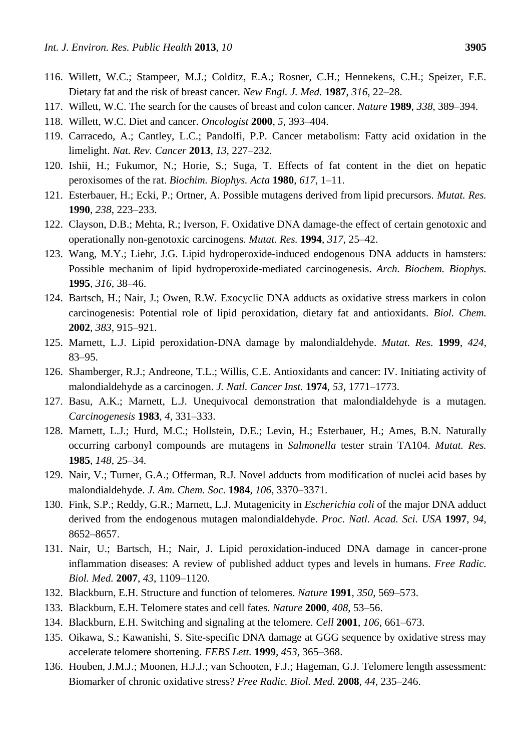116. Willett, W.C.; Stampeer, M.J.; Colditz, E.A.; Rosner, C.H.; Hennekens, C.H.; Speizer, F.E. Dietary fat and the risk of breast cancer. *New Engl. J. Med.* **1987**, *316*, 22–28.
117. Willett, W.C. The search for the causes of breast and colon cancer. *Nature* **1989**, *338*, 389–394.
118. Willett, W.C. Diet and cancer. *Oncologist* **2000**, *5*, 393–404.
119. Carracedo, A.; Cantley, L.C.; Pandolfi, P.P. Cancer metabolism: Fatty acid oxidation in the limelight. *Nat. Rev. Cancer* **2013**, *13*, 227–232.
120. Ishii, H.; Fukumor, N.; Horie, S.; Suga, T. Effects of fat content in the diet on hepatic peroxisomes of the rat. *Biochim. Biophys. Acta* **1980**, *617*, 1–11.
121. Esterbauer, H.; Ecki, P.; Ortner, A. Possible mutagens derived from lipid precursors. *Mutat. Res.* **1990**, *238*, 223–233.
122. Clayson, D.B.; Mehta, R.; Iverson, F. Oxidative DNA damage-the effect of certain genotoxic and operationally non-genotoxic carcinogens. *Mutat. Res.* **1994**, *317*, 25–42.
123. Wang, M.Y.; Liehr, J.G. Lipid hydroperoxide-induced endogenous DNA adducts in hamsters: Possible mechanim of lipid hydroperoxide-mediated carcinogenesis. *Arch. Biochem. Biophys.* **1995**, *316*, 38–46.
124. Bartsch, H.; Nair, J.; Owen, R.W. Exocyclic DNA adducts as oxidative stress markers in colon carcinogenesis: Potential role of lipid peroxidation, dietary fat and antioxidants. *Biol. Chem.* **2002**, *383*, 915–921.
125. Marnett, L.J. Lipid peroxidation-DNA damage by malondialdehyde. *Mutat. Res.* **1999**, *424*, 83–95.
126. Shamberger, R.J.; Andreone, T.L.; Willis, C.E. Antioxidants and cancer: IV. Initiating activity of malondialdehyde as a carcinogen. *J. Natl. Cancer Inst.* **1974**, *53*, 1771–1773.
127. Basu, A.K.; Marnett, L.J. Unequivocal demonstration that malondialdehyde is a mutagen. *Carcinogenesis* **1983**, *4*, 331–333.
128. Marnett, L.J.; Hurd, M.C.; Hollstein, D.E.; Levin, H.; Esterbauer, H.; Ames, B.N. Naturally occurring carbonyl compounds are mutagens in *Salmonella* tester strain TA104. *Mutat. Res.* **1985**, *148*, 25–34.
129. Nair, V.; Turner, G.A.; Offerman, R.J. Novel adducts from modification of nuclei acid bases by malondialdehyde. *J. Am. Chem. Soc.* **1984**, *106*, 3370–3371.
130. Fink, S.P.; Reddy, G.R.; Marnett, L.J. Mutagenicity in *Escherichia coli* of the major DNA adduct derived from the endogenous mutagen malondialdehyde. *Proc. Natl. Acad. Sci. USA* **1997**, *94*, 8652–8657.
131. Nair, U.; Bartsch, H.; Nair, J. Lipid peroxidation-induced DNA damage in cancer-prone inflammation diseases: A review of published adduct types and levels in humans. *Free Radic. Biol. Med.* **2007**, *43*, 1109–1120.
132. Blackburn, E.H. Structure and function of telomeres. *Nature* **1991**, *350*, 569–573.
133. Blackburn, E.H. Telomere states and cell fates. *Nature* **2000**, *408*, 53–56.
134. Blackburn, E.H. Switching and signaling at the telomere. *Cell* **2001**, *106*, 661–673.
135. Oikawa, S.; Kawanishi, S. Site-specific DNA damage at GGG sequence by oxidative stress may accelerate telomere shortening. *FEBS Lett.* **1999**, *453*, 365–368.
136. Houben, J.M.J.; Moonen, H.J.J.; van Schooten, F.J.; Hageman, G.J. Telomere length assessment: Biomarker of chronic oxidative stress? *Free Radic. Biol. Med.* **2008**, *44*, 235–246.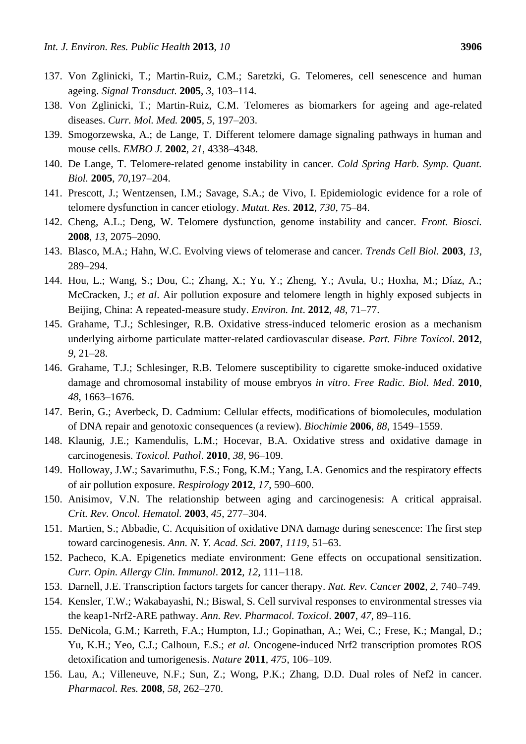137. Von Zglinicki, T.; Martin-Ruiz, C.M.; Saretzki, G. Telomeres, cell senescence and human ageing. *Signal Transduct.* **2005**, *3*, 103–114.
138. Von Zglinicki, T.; Martin-Ruiz, C.M. Telomeres as biomarkers for ageing and age-related diseases. *Curr. Mol. Med.* **2005**, *5*, 197–203.
139. Smogorzewska, A.; de Lange, T. Different telomere damage signaling pathways in human and mouse cells. *EMBO J.* **2002**, *21*, 4338–4348.
140. De Lange, T. Telomere-related genome instability in cancer. *Cold Spring Harb. Symp. Quant. Biol.* **2005**, *70*,197–204.
141. Prescott, J.; Wentzensen, I.M.; Savage, S.A.; de Vivo, I. Epidemiologic evidence for a role of telomere dysfunction in cancer etiology. *Mutat. Res.* **2012**, *730*, 75–84.
142. Cheng, A.L.; Deng, W. Telomere dysfunction, genome instability and cancer. *Front. Biosci.* **2008**, *13*, 2075–2090.
143. Blasco, M.A.; Hahn, W.C. Evolving views of telomerase and cancer. *Trends Cell Biol.* **2003**, *13*, 289–294.
144. Hou, L.; Wang, S.; Dou, C.; Zhang, X.; Yu, Y.; Zheng, Y.; Avula, U.; Hoxha, M.; Díaz, A.; McCracken, J.; *et al*. Air pollution exposure and telomere length in highly exposed subjects in Beijing, China: A repeated-measure study. *Environ. Int*. **2012**, *48*, 71–77.
145. Grahame, T.J.; Schlesinger, R.B. Oxidative stress-induced telomeric erosion as a mechanism underlying airborne particulate matter-related cardiovascular disease. *Part. Fibre Toxicol*. **2012**, *9*, 21–28.
146. Grahame, T.J.; Schlesinger, R.B. Telomere susceptibility to cigarette smoke-induced oxidative damage and chromosomal instability of mouse embryos *in vitro*. *Free Radic. Biol. Med*. **2010**, *48*, 1663–1676.
147. Berin, G.; Averbeck, D. Cadmium: Cellular effects, modifications of biomolecules, modulation of DNA repair and genotoxic consequences (a review). *Biochimie* **2006**, *88*, 1549–1559.
148. Klaunig, J.E.; Kamendulis, L.M.; Hocevar, B.A. Oxidative stress and oxidative damage in carcinogenesis. *Toxicol. Pathol*. **2010**, *38*, 96–109.
149. Holloway, J.W.; Savarimuthu, F.S.; Fong, K.M.; Yang, I.A. Genomics and the respiratory effects of air pollution exposure. *Respirology* **2012**, *17*, 590–600.
150. Anisimov, V.N. The relationship between aging and carcinogenesis: A critical appraisal. *Crit. Rev. Oncol. Hematol.* **2003**, *45*, 277–304.
151. Martien, S.; Abbadie, C. Acquisition of oxidative DNA damage during senescence: The first step toward carcinogenesis. *Ann. N. Y. Acad. Sci.* **2007**, *1119*, 51–63.
152. Pacheco, K.A. Epigenetics mediate environment: Gene effects on occupational sensitization. *Curr. Opin. Allergy Clin. Immunol*. **2012**, *12*, 111–118.
153. Darnell, J.E. Transcription factors targets for cancer therapy. *Nat. Rev. Cancer* **2002**, *2*, 740–749.
154. Kensler, T.W.; Wakabayashi, N.; Biswal, S. Cell survival responses to environmental stresses via the keap1-Nrf2-ARE pathway. *Ann. Rev. Pharmacol. Toxicol*. **2007**, *47*, 89–116.
155. DeNicola, G.M.; Karreth, F.A.; Humpton, I.J.; Gopinathan, A.; Wei, C.; Frese, K.; Mangal, D.; Yu, K.H.; Yeo, C.J.; Calhoun, E.S.; *et al.* Oncogene-induced Nrf2 transcription promotes ROS detoxification and tumorigenesis. *Nature* **2011**, *475*, 106–109.
156. Lau, A.; Villeneuve, N.F.; Sun, Z.; Wong, P.K.; Zhang, D.D. Dual roles of Nef2 in cancer. *Pharmacol. Res.* **2008**, *58*, 262–270.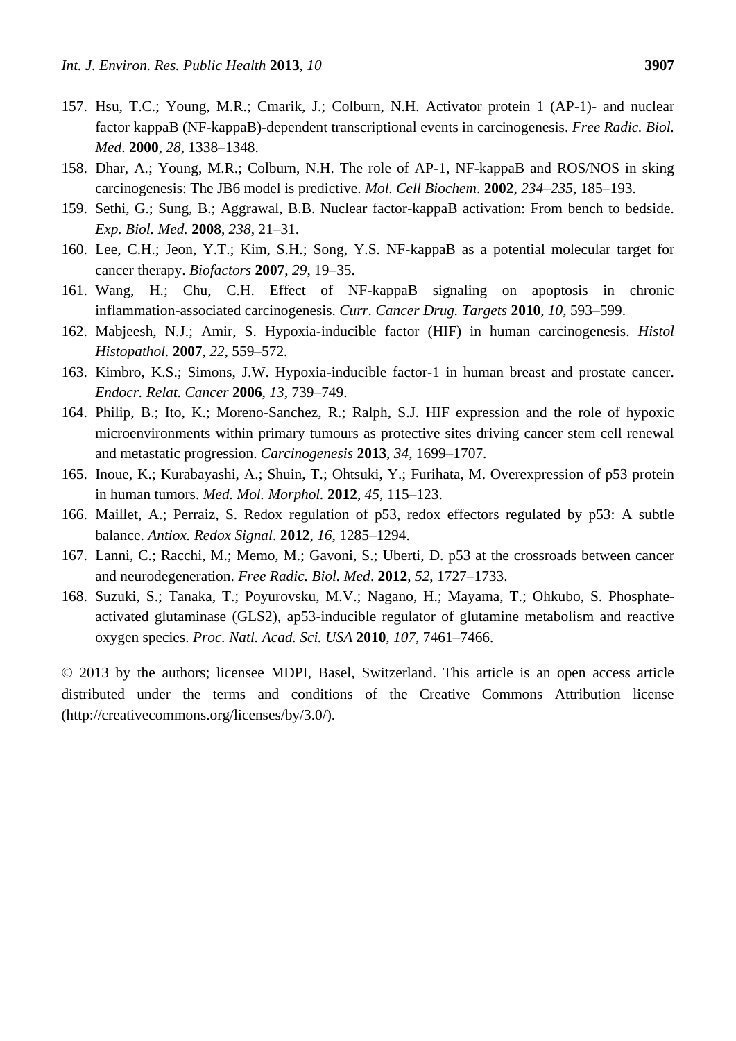157. Hsu, T.C.; Young, M.R.; Cmarik, J.; Colburn, N.H. Activator protein 1 (AP-1)- and nuclear factor kappaB (NF-kappaB)-dependent transcriptional events in carcinogenesis. *Free Radic. Biol. Med*. **2000**, *28*, 1338–1348.
158. Dhar, A.; Young, M.R.; Colburn, N.H. The role of AP-1, NF-kappaB and ROS/NOS in sking carcinogenesis: The JB6 model is predictive. *Mol. Cell Biochem*. **2002**, *234–235*, 185–193.
159. Sethi, G.; Sung, B.; Aggrawal, B.B. Nuclear factor-kappaB activation: From bench to bedside. *Exp. Biol. Med.* **2008**, *238*, 21–31.
160. Lee, C.H.; Jeon, Y.T.; Kim, S.H.; Song, Y.S. NF-kappaB as a potential molecular target for cancer therapy. *Biofactors* **2007**, *29*, 19–35.
161. Wang, H.; Chu, C.H. Effect of NF-kappaB signaling on apoptosis in chronic inflammation-associated carcinogenesis. *Curr. Cancer Drug. Targets* **2010**, *10*, 593–599.
162. Mabjeesh, N.J.; Amir, S. Hypoxia-inducible factor (HIF) in human carcinogenesis. *Histol Histopathol.* **2007**, *22*, 559–572.
163. Kimbro, K.S.; Simons, J.W. Hypoxia-inducible factor-1 in human breast and prostate cancer. *Endocr. Relat. Cancer* **2006**, *13*, 739–749.
164. Philip, B.; Ito, K.; Moreno-Sanchez, R.; Ralph, S.J. HIF expression and the role of hypoxic microenvironments within primary tumours as protective sites driving cancer stem cell renewal and metastatic progression. *Carcinogenesis* **2013**, *34*, 1699–1707.
165. Inoue, K.; Kurabayashi, A.; Shuin, T.; Ohtsuki, Y.; Furihata, M. Overexpression of p53 protein in human tumors. *Med. Mol. Morphol.* **2012**, *45*, 115–123.
166. Maillet, A.; Perraiz, S. Redox regulation of p53, redox effectors regulated by p53: A subtle balance. *Antiox. Redox Signal*. **2012**, *16*, 1285–1294.
167. Lanni, C.; Racchi, M.; Memo, M.; Gavoni, S.; Uberti, D. p53 at the crossroads between cancer and neurodegeneration. *Free Radic. Biol. Med*. **2012**, *52*, 1727–1733.
168. Suzuki, S.; Tanaka, T.; Poyurovsku, M.V.; Nagano, H.; Mayama, T.; Ohkubo, S. Phosphate-activated glutaminase (GLS2), ap53-inducible regulator of glutamine metabolism and reactive oxygen species. *Proc. Natl. Acad. Sci. USA* **2010**, *107*, 7461–7466.

© 2013 by the authors; licensee MDPI, Basel, Switzerland. This article is an open access article distributed under the terms and conditions of the Creative Commons Attribution license (http://creativecommons.org/licenses/by/3.0/).